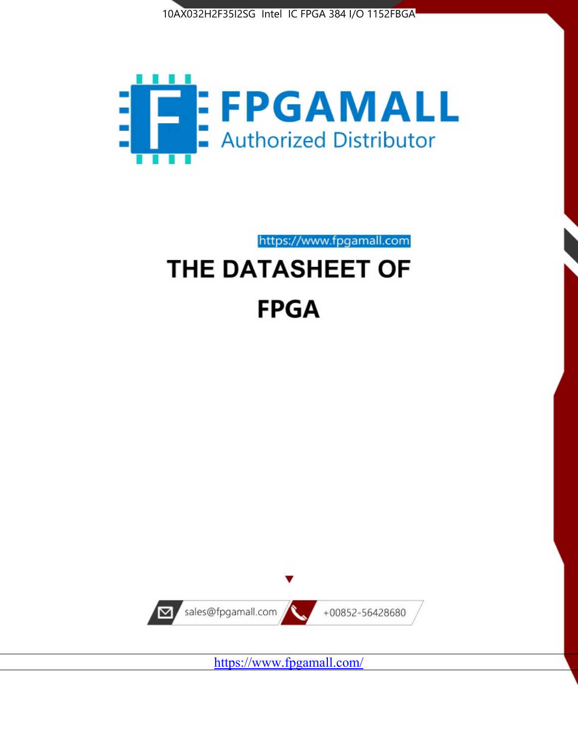10AX032H2F35I2SG Intel IC FPGA 384 I/O 1152FBGA

FPGAMALL

Authorized Distributor

https://www.fpgamall.com

# THE DATASHEET OF

# FPGA

sales@fpgamall.com

+00852-56428680

https://www.fpgamall.com/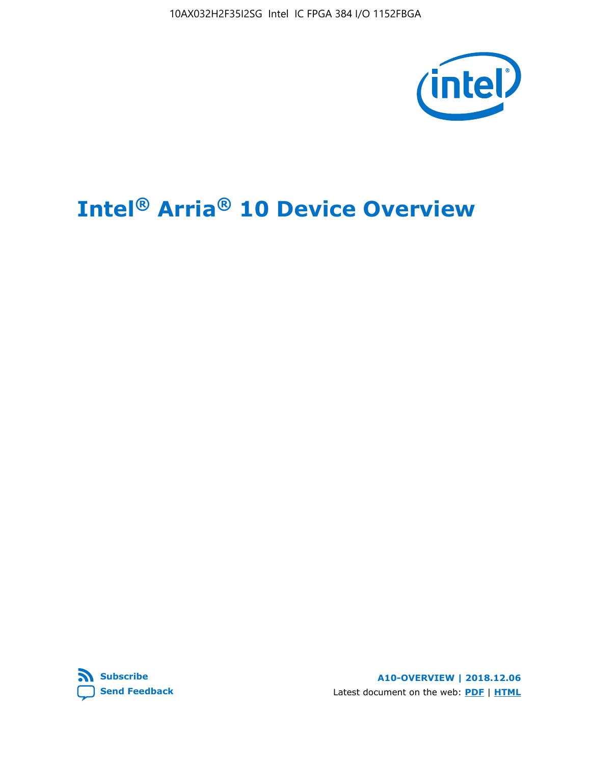# Intel® Arria® 10 Device Overview

**Subscribe** **Send Feedback**

**A10-OVERVIEW | 2018.12.06**

Latest document on the web: **PDF** | **HTML**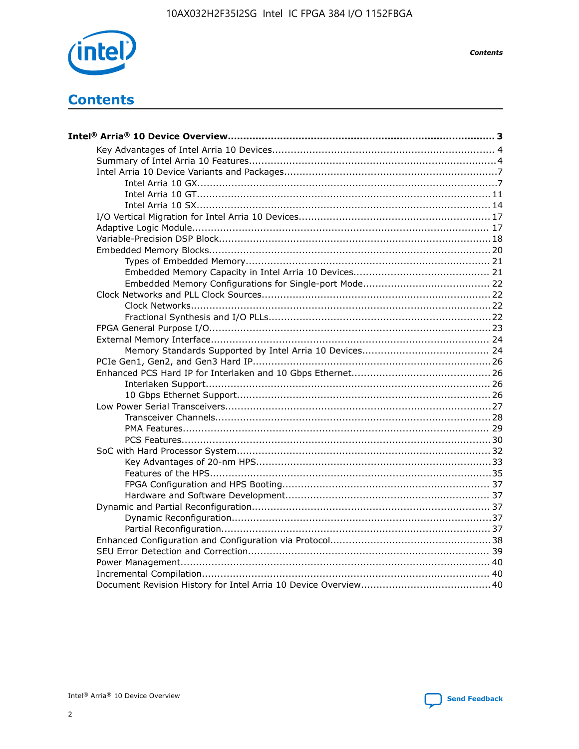# Contents

**Intel® Arria® 10 Device Overview....................................................................................... 3**

- Key Advantages of Intel Arria 10 Devices........................................................................ 4
- Summary of Intel Arria 10 Features................................................................................ 4
- Intel Arria 10 Device Variants and Packages.....................................................................7
  - Intel Arria 10 GX.................................................................................................7
  - Intel Arria 10 GT............................................................................................... 11
  - Intel Arria 10 SX............................................................................................... 14
- I/O Vertical Migration for Intel Arria 10 Devices.............................................................. 17
- Adaptive Logic Module................................................................................................ 17
- Variable-Precision DSP Block.......................................................................................18
- Embedded Memory Blocks........................................................................................... 20
  - Types of Embedded Memory............................................................................... 21
  - Embedded Memory Capacity in Intel Arria 10 Devices............................................ 21
  - Embedded Memory Configurations for Single-port Mode......................................... 22
- Clock Networks and PLL Clock Sources.........................................................................22
  - Clock Networks.................................................................................................22
  - Fractional Synthesis and I/O PLLs........................................................................22
- FPGA General Purpose I/O.......................................................................................... 23
- External Memory Interface.......................................................................................... 24
  - Memory Standards Supported by Intel Arria 10 Devices......................................... 24
- PCIe Gen1, Gen2, and Gen3 Hard IP............................................................................ 26
- Enhanced PCS Hard IP for Interlaken and 10 Gbps Ethernet............................................. 26
  - Interlaken Support............................................................................................ 26
  - 10 Gbps Ethernet Support.................................................................................. 26
- Low Power Serial Transceivers.....................................................................................27
  - Transceiver Channels.........................................................................................28
  - PMA Features................................................................................................... 29
  - PCS Features................................................................................................... 30
- SoC with Hard Processor System.................................................................................. 32
  - Key Advantages of 20-nm HPS............................................................................33
  - Features of the HPS...........................................................................................35
  - FPGA Configuration and HPS Booting................................................................... 37
  - Hardware and Software Development.................................................................. 37
- Dynamic and Partial Reconfiguration............................................................................. 37
  - Dynamic Reconfiguration....................................................................................37
  - Partial Reconfiguration.......................................................................................37
- Enhanced Configuration and Configuration via Protocol....................................................38
- SEU Error Detection and Correction.............................................................................. 39
- Power Management.................................................................................................... 40
- Incremental Compilation............................................................................................. 40
- Document Revision History for Intel Arria 10 Device Overview.......................................... 40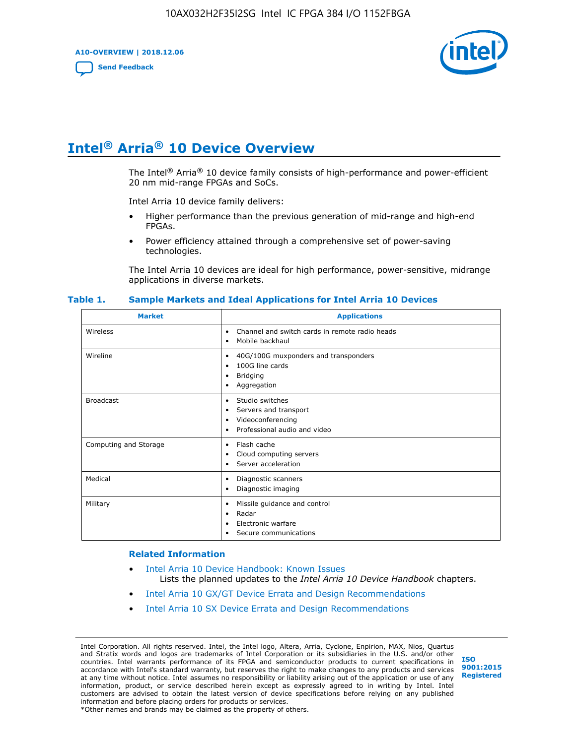# Intel® Arria® 10 Device Overview

The Intel® Arria® 10 device family consists of high-performance and power-efficient 20 nm mid-range FPGAs and SoCs.

Intel Arria 10 device family delivers:

- Higher performance than the previous generation of mid-range and high-end FPGAs.
- Power efficiency attained through a comprehensive set of power-saving technologies.

The Intel Arria 10 devices are ideal for high performance, power-sensitive, midrange applications in diverse markets.

**Table 1. Sample Markets and Ideal Applications for Intel Arria 10 Devices**

| Market | Applications |
|---|---|
| Wireless | • Channel and switch cards in remote radio heads<br>• Mobile backhaul |
| Wireline | • 40G/100G muxponders and transponders<br>• 100G line cards<br>• Bridging<br>• Aggregation |
| Broadcast | • Studio switches<br>• Servers and transport<br>• Videoconferencing<br>• Professional audio and video |
| Computing and Storage | • Flash cache<br>• Cloud computing servers<br>• Server acceleration |
| Medical | • Diagnostic scanners<br>• Diagnostic imaging |
| Military | • Missile guidance and control<br>• Radar<br>• Electronic warfare<br>• Secure communications |

## Related Information

- Intel Arria 10 Device Handbook: Known Issues
  Lists the planned updates to the *Intel Arria 10 Device Handbook* chapters.
- Intel Arria 10 GX/GT Device Errata and Design Recommendations
- Intel Arria 10 SX Device Errata and Design Recommendations

Intel Corporation. All rights reserved. Intel, the Intel logo, Altera, Arria, Cyclone, Enpirion, MAX, Nios, Quartus and Stratix words and logos are trademarks of Intel Corporation or its subsidiaries in the U.S. and/or other countries. Intel warrants performance of its FPGA and semiconductor products to current specifications in accordance with Intel's standard warranty, but reserves the right to make changes to any products and services at any time without notice. Intel assumes no responsibility or liability arising out of the application or use of any information, product, or service described herein except as expressly agreed to in writing by Intel. Intel customers are advised to obtain the latest version of device specifications before relying on any published information and before placing orders for products or services.
*Other names and brands may be claimed as the property of others.

ISO 9001:2015 Registered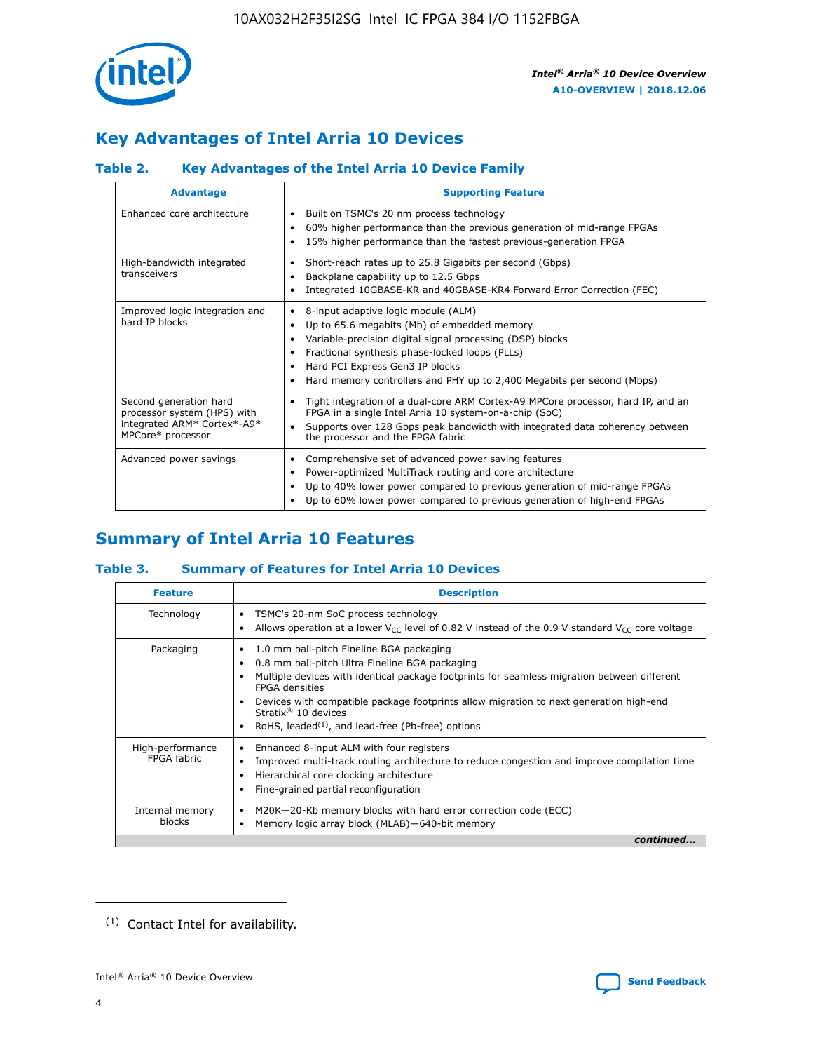# Key Advantages of Intel Arria 10 Devices

### Table 2. Key Advantages of the Intel Arria 10 Device Family

| Advantage | Supporting Feature |
| --- | --- |
| Enhanced core architecture | • Built on TSMC's 20 nm process technology<br>• 60% higher performance than the previous generation of mid-range FPGAs<br>• 15% higher performance than the fastest previous-generation FPGA |
| High-bandwidth integrated transceivers | • Short-reach rates up to 25.8 Gigabits per second (Gbps)<br>• Backplane capability up to 12.5 Gbps<br>• Integrated 10GBASE-KR and 40GBASE-KR4 Forward Error Correction (FEC) |
| Improved logic integration and hard IP blocks | • 8-input adaptive logic module (ALM)<br>• Up to 65.6 megabits (Mb) of embedded memory<br>• Variable-precision digital signal processing (DSP) blocks<br>• Fractional synthesis phase-locked loops (PLLs)<br>• Hard PCI Express Gen3 IP blocks<br>• Hard memory controllers and PHY up to 2,400 Megabits per second (Mbps) |
| Second generation hard processor system (HPS) with integrated ARM* Cortex*-A9* MPCore* processor | • Tight integration of a dual-core ARM Cortex-A9 MPCore processor, hard IP, and an FPGA in a single Intel Arria 10 system-on-a-chip (SoC)<br>• Supports over 128 Gbps peak bandwidth with integrated data coherency between the processor and the FPGA fabric |
| Advanced power savings | • Comprehensive set of advanced power saving features<br>• Power-optimized MultiTrack routing and core architecture<br>• Up to 40% lower power compared to previous generation of mid-range FPGAs<br>• Up to 60% lower power compared to previous generation of high-end FPGAs |

# Summary of Intel Arria 10 Features

### Table 3. Summary of Features for Intel Arria 10 Devices

| Feature | Description |
| --- | --- |
| Technology | • TSMC's 20-nm SoC process technology<br>• Allows operation at a lower $V_{CC}$ level of 0.82 V instead of the 0.9 V standard $V_{CC}$ core voltage |
| Packaging | • 1.0 mm ball-pitch Fineline BGA packaging<br>• 0.8 mm ball-pitch Ultra Fineline BGA packaging<br>• Multiple devices with identical package footprints for seamless migration between different FPGA densities<br>• Devices with compatible package footprints allow migration to next generation high-end Stratix® 10 devices<br>• RoHS, leaded[(1)], and lead-free (Pb-free) options |
| High-performance FPGA fabric | • Enhanced 8-input ALM with four registers<br>• Improved multi-track routing architecture to reduce congestion and improve compilation time<br>• Hierarchical core clocking architecture<br>• Fine-grained partial reconfiguration |
| Internal memory blocks | • M20K—20-Kb memory blocks with hard error correction code (ECC)<br>• Memory logic array block (MLAB)—640-bit memory |

*continued...*

(1) Contact Intel for availability.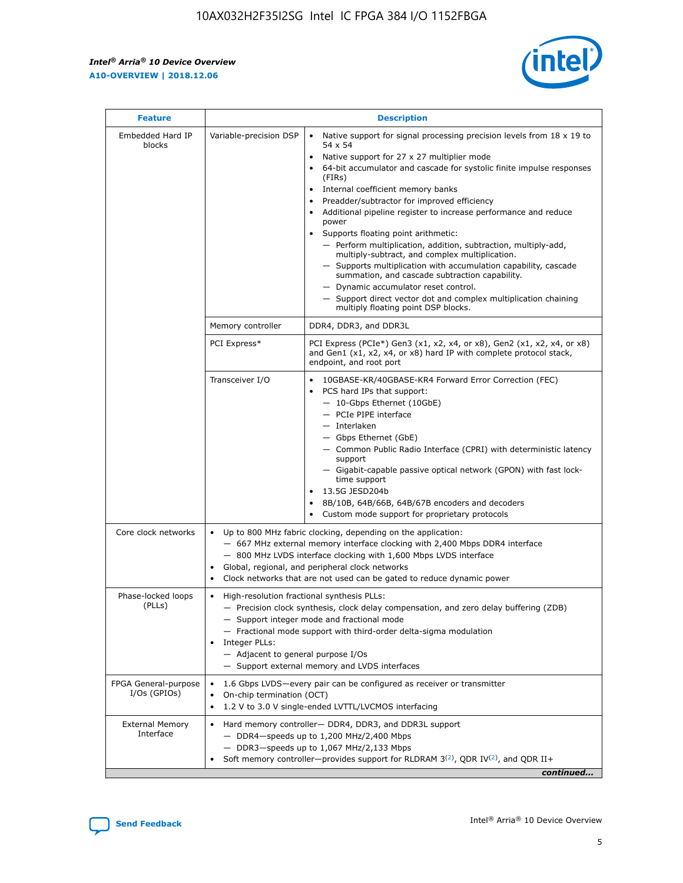| Feature | Description | |
|---|---|---|
| Embedded Hard IP blocks | Variable-precision DSP | • Native support for signal processing precision levels from 18 x 19 to 54 x 54<br>• Native support for 27 x 27 multiplier mode<br>• 64-bit accumulator and cascade for systolic finite impulse responses (FIRs)<br>• Internal coefficient memory banks<br>• Preadder/subtractor for improved efficiency<br>• Additional pipeline register to increase performance and reduce power<br>• Supports floating point arithmetic:<br>— Perform multiplication, addition, subtraction, multiply-add, multiply-subtract, and complex multiplication.<br>— Supports multiplication with accumulation capability, cascade summation, and cascade subtraction capability.<br>— Dynamic accumulator reset control.<br>— Support direct vector dot and complex multiplication chaining multiply floating point DSP blocks. |
| | Memory controller | DDR4, DDR3, and DDR3L |
| | PCI Express* | PCI Express (PCIe*) Gen3 (x1, x2, x4, or x8), Gen2 (x1, x2, x4, or x8) and Gen1 (x1, x2, x4, or x8) hard IP with complete protocol stack, endpoint, and root port |
| | Transceiver I/O | • 10GBASE-KR/40GBASE-KR4 Forward Error Correction (FEC)<br>• PCS hard IPs that support:<br>— 10-Gbps Ethernet (10GbE)<br>— PCIe PIPE interface<br>— Interlaken<br>— Gbps Ethernet (GbE)<br>— Common Public Radio Interface (CPRI) with deterministic latency support<br>— Gigabit-capable passive optical network (GPON) with fast lock-time support<br>• 13.5G JESD204b<br>• 8B/10B, 64B/66B, 64B/67B encoders and decoders<br>• Custom mode support for proprietary protocols |
| Core clock networks | • Up to 800 MHz fabric clocking, depending on the application:<br>— 667 MHz external memory interface clocking with 2,400 Mbps DDR4 interface<br>— 800 MHz LVDS interface clocking with 1,600 Mbps LVDS interface<br>• Global, regional, and peripheral clock networks<br>• Clock networks that are not used can be gated to reduce dynamic power | |
| Phase-locked loops (PLLs) | • High-resolution fractional synthesis PLLs:<br>— Precision clock synthesis, clock delay compensation, and zero delay buffering (ZDB)<br>— Support integer mode and fractional mode<br>— Fractional mode support with third-order delta-sigma modulation<br>• Integer PLLs:<br>— Adjacent to general purpose I/Os<br>— Support external memory and LVDS interfaces | |
| FPGA General-purpose I/Os (GPIOs) | • 1.6 Gbps LVDS—every pair can be configured as receiver or transmitter<br>• On-chip termination (OCT)<br>• 1.2 V to 3.0 V single-ended LVTTL/LVCMOS interfacing | |
| External Memory Interface | • Hard memory controller— DDR4, DDR3, and DDR3L support<br>— DDR4—speeds up to 1,200 MHz/2,400 Mbps<br>— DDR3—speeds up to 1,067 MHz/2,133 Mbps<br>• Soft memory controller—provides support for RLDRAM 3[(2)], QDR IV[(2)], and QDR II+ | |

*continued...*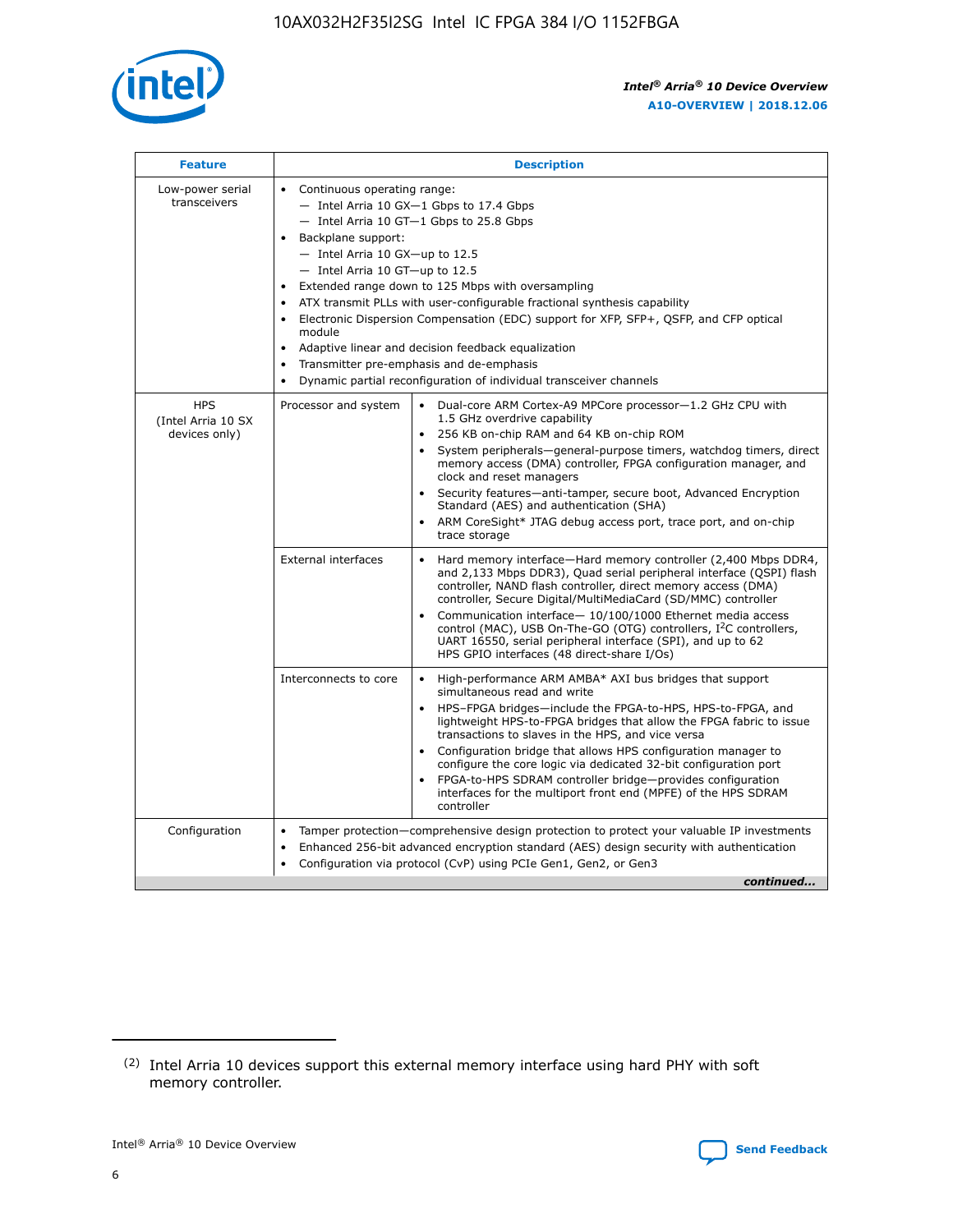| Feature | Description | |
| --- | --- | --- |
| Low-power serial transceivers | • Continuous operating range:<br>— Intel Arria 10 GX—1 Gbps to 17.4 Gbps<br>— Intel Arria 10 GT—1 Gbps to 25.8 Gbps<br>• Backplane support:<br>— Intel Arria 10 GX—up to 12.5<br>— Intel Arria 10 GT—up to 12.5<br>• Extended range down to 125 Mbps with oversampling<br>• ATX transmit PLLs with user-configurable fractional synthesis capability<br>• Electronic Dispersion Compensation (EDC) support for XFP, SFP+, QSFP, and CFP optical module<br>• Adaptive linear and decision feedback equalization<br>• Transmitter pre-emphasis and de-emphasis<br>• Dynamic partial reconfiguration of individual transceiver channels | |
| HPS (Intel Arria 10 SX devices only) | Processor and system | • Dual-core ARM Cortex-A9 MPCore processor—1.2 GHz CPU with 1.5 GHz overdrive capability<br>• 256 KB on-chip RAM and 64 KB on-chip ROM<br>• System peripherals—general-purpose timers, watchdog timers, direct memory access (DMA) controller, FPGA configuration manager, and clock and reset managers<br>• Security features—anti-tamper, secure boot, Advanced Encryption Standard (AES) and authentication (SHA)<br>• ARM CoreSight* JTAG debug access port, trace port, and on-chip trace storage |
| | External interfaces | • Hard memory interface—Hard memory controller (2,400 Mbps DDR4, and 2,133 Mbps DDR3), Quad serial peripheral interface (QSPI) flash controller, NAND flash controller, direct memory access (DMA) controller, Secure Digital/MultiMediaCard (SD/MMC) controller<br>• Communication interface— 10/100/1000 Ethernet media access control (MAC), USB On-The-GO (OTG) controllers, I²C controllers, UART 16550, serial peripheral interface (SPI), and up to 62 HPS GPIO interfaces (48 direct-share I/Os) |
| | Interconnects to core | • High-performance ARM AMBA* AXI bus bridges that support simultaneous read and write<br>• HPS–FPGA bridges—include the FPGA-to-HPS, HPS-to-FPGA, and lightweight HPS-to-FPGA bridges that allow the FPGA fabric to issue transactions to slaves in the HPS, and vice versa<br>• Configuration bridge that allows HPS configuration manager to configure the core logic via dedicated 32-bit configuration port<br>• FPGA-to-HPS SDRAM controller bridge—provides configuration interfaces for the multiport front end (MPFE) of the HPS SDRAM controller |
| Configuration | • Tamper protection—comprehensive design protection to protect your valuable IP investments<br>• Enhanced 256-bit advanced encryption standard (AES) design security with authentication<br>• Configuration via protocol (CvP) using PCIe Gen1, Gen2, or Gen3 | |

*continued...*

(2) Intel Arria 10 devices support this external memory interface using hard PHY with soft memory controller.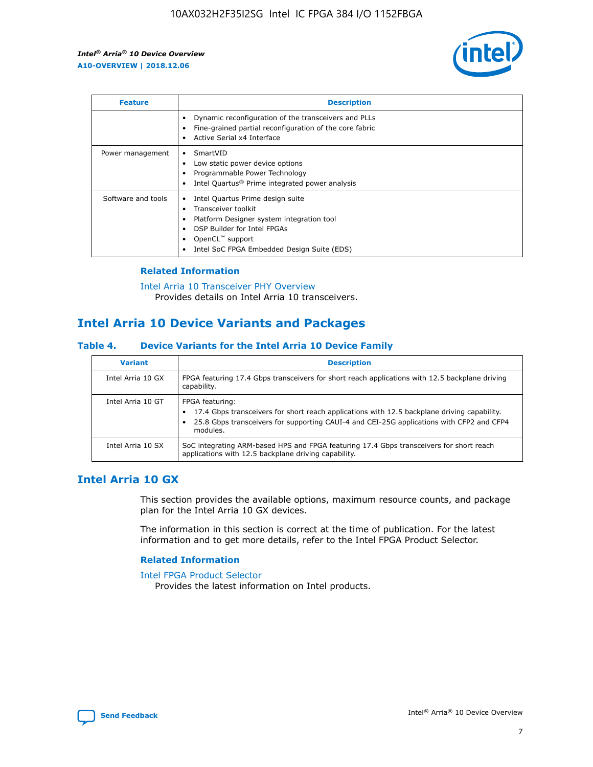| Feature | Description |
| --- | --- |
|  | • Dynamic reconfiguration of the transceivers and PLLs<br>• Fine-grained partial reconfiguration of the core fabric<br>• Active Serial x4 Interface |
| Power management | • SmartVID<br>• Low static power device options<br>• Programmable Power Technology<br>• Intel Quartus® Prime integrated power analysis |
| Software and tools | • Intel Quartus Prime design suite<br>• Transceiver toolkit<br>• Platform Designer system integration tool<br>• DSP Builder for Intel FPGAs<br>• OpenCL™ support<br>• Intel SoC FPGA Embedded Design Suite (EDS) |

### Related Information

Intel Arria 10 Transceiver PHY Overview
Provides details on Intel Arria 10 transceivers.

## Intel Arria 10 Device Variants and Packages

### Table 4. Device Variants for the Intel Arria 10 Device Family

| Variant | Description |
| --- | --- |
| Intel Arria 10 GX | FPGA featuring 17.4 Gbps transceivers for short reach applications with 12.5 backplane driving capability. |
| Intel Arria 10 GT | FPGA featuring:<br>• 17.4 Gbps transceivers for short reach applications with 12.5 backplane driving capability.<br>• 25.8 Gbps transceivers for supporting CAUI-4 and CEI-25G applications with CFP2 and CFP4 modules. |
| Intel Arria 10 SX | SoC integrating ARM-based HPS and FPGA featuring 17.4 Gbps transceivers for short reach applications with 12.5 backplane driving capability. |

## Intel Arria 10 GX

This section provides the available options, maximum resource counts, and package plan for the Intel Arria 10 GX devices.

The information in this section is correct at the time of publication. For the latest information and to get more details, refer to the Intel FPGA Product Selector.

### Related Information

Intel FPGA Product Selector
Provides the latest information on Intel products.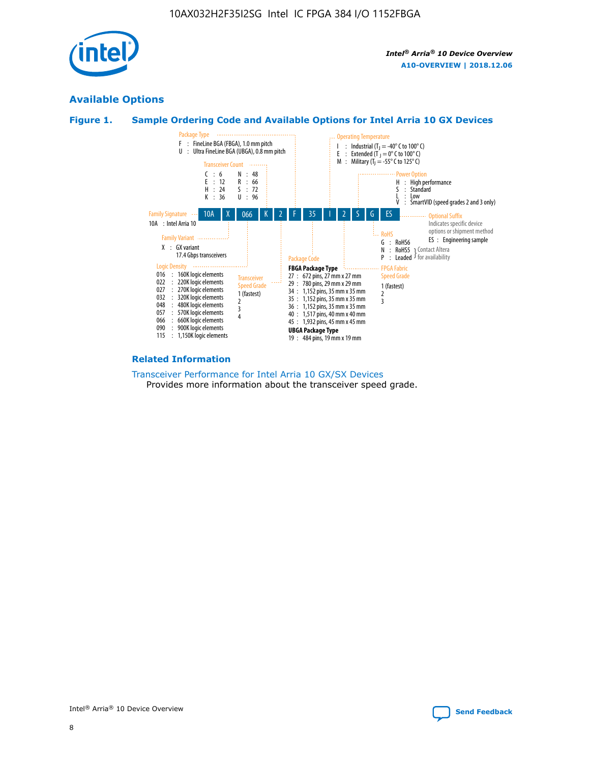## Available Options

### Figure 1. Sample Ordering Code and Available Options for Intel Arria 10 GX Devices

10A X 066 K 2 F 35 I 2 S G ES

Family Signature
10A : Intel Arria 10

Family Variant
X : GX variant
17.4 Gbps transceivers

Logic Density
016 : 160K logic elements
022 : 220K logic elements
027 : 270K logic elements
032 : 320K logic elements
048 : 480K logic elements
057 : 570K logic elements
066 : 660K logic elements
090 : 900K logic elements
115 : 1,150K logic elements

Package Type
F : FineLine BGA (FBGA), 1.0 mm pitch
U : Ultra FineLine BGA (UBGA), 0.8 mm pitch

Transceiver Count
C : 6
E : 12
H : 24
K : 36
N : 48
R : 66
S : 72
U : 96

Transceiver Speed Grade
1 (fastest)
2
3
4

Package Code
**FBGA Package Type**
27 : 672 pins, 27 mm x 27 mm
29 : 780 pins, 29 mm x 29 mm
34 : 1,152 pins, 35 mm x 35 mm
35 : 1,152 pins, 35 mm x 35 mm
36 : 1,152 pins, 35 mm x 35 mm
40 : 1,517 pins, 40 mm x 40 mm
45 : 1,932 pins, 45 mm x 45 mm
**UBGA Package Type**
19 : 484 pins, 19 mm x 19 mm

Operating Temperature
I : Industrial ($T_J$ = -40° C to 100° C)
E : Extended ($T_J$ = 0° C to 100° C)
M : Military ($T_J$ = -55° C to 125° C)

Power Option
H : High performance
S : Standard
L : Low
V : SmartVID (speed grades 2 and 3 only)

FPGA Fabric Speed Grade
1 (fastest)
2
3

RoHS
G : RoHS6
N : RoHS5
P : Leaded
(N, P: Contact Altera for availability)

Optional Suffix
Indicates specific device options or shipment method
ES : Engineering sample

#### Related Information

Transceiver Performance for Intel Arria 10 GX/SX Devices
Provides more information about the transceiver speed grade.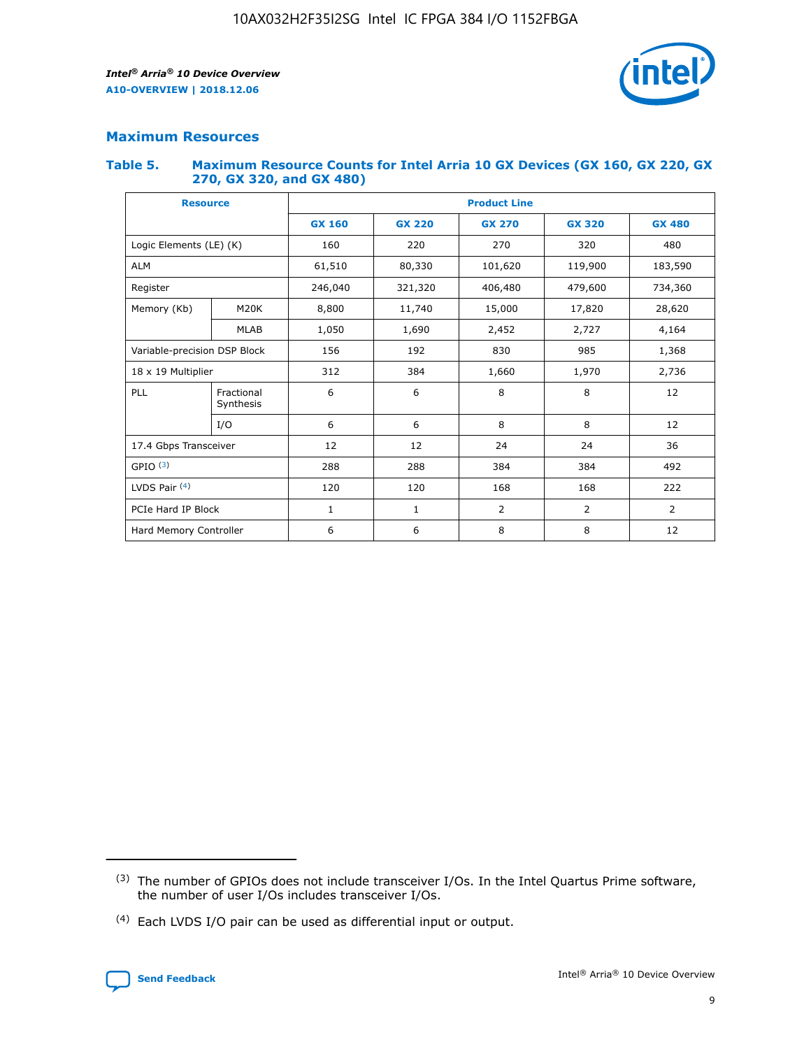## Maximum Resources

### Table 5. Maximum Resource Counts for Intel Arria 10 GX Devices (GX 160, GX 220, GX 270, GX 320, and GX 480)

| Resource | | Product Line | | | | |
|---|---|---|---|---|---|---|
| | | GX 160 | GX 220 | GX 270 | GX 320 | GX 480 |
| Logic Elements (LE) (K) | | 160 | 220 | 270 | 320 | 480 |
| ALM | | 61,510 | 80,330 | 101,620 | 119,900 | 183,590 |
| Register | | 246,040 | 321,320 | 406,480 | 479,600 | 734,360 |
| Memory (Kb) | M20K | 8,800 | 11,740 | 15,000 | 17,820 | 28,620 |
| | MLAB | 1,050 | 1,690 | 2,452 | 2,727 | 4,164 |
| Variable-precision DSP Block | | 156 | 192 | 830 | 985 | 1,368 |
| 18 x 19 Multiplier | | 312 | 384 | 1,660 | 1,970 | 2,736 |
| PLL | Fractional Synthesis | 6 | 6 | 8 | 8 | 12 |
| | I/O | 6 | 6 | 8 | 8 | 12 |
| 17.4 Gbps Transceiver | | 12 | 12 | 24 | 24 | 36 |
| GPIO [3] | | 288 | 288 | 384 | 384 | 492 |
| LVDS Pair [4] | | 120 | 120 | 168 | 168 | 222 |
| PCIe Hard IP Block | | 1 | 1 | 2 | 2 | 2 |
| Hard Memory Controller | | 6 | 6 | 8 | 8 | 12 |

(3) The number of GPIOs does not include transceiver I/Os. In the Intel Quartus Prime software, the number of user I/Os includes transceiver I/Os.

(4) Each LVDS I/O pair can be used as differential input or output.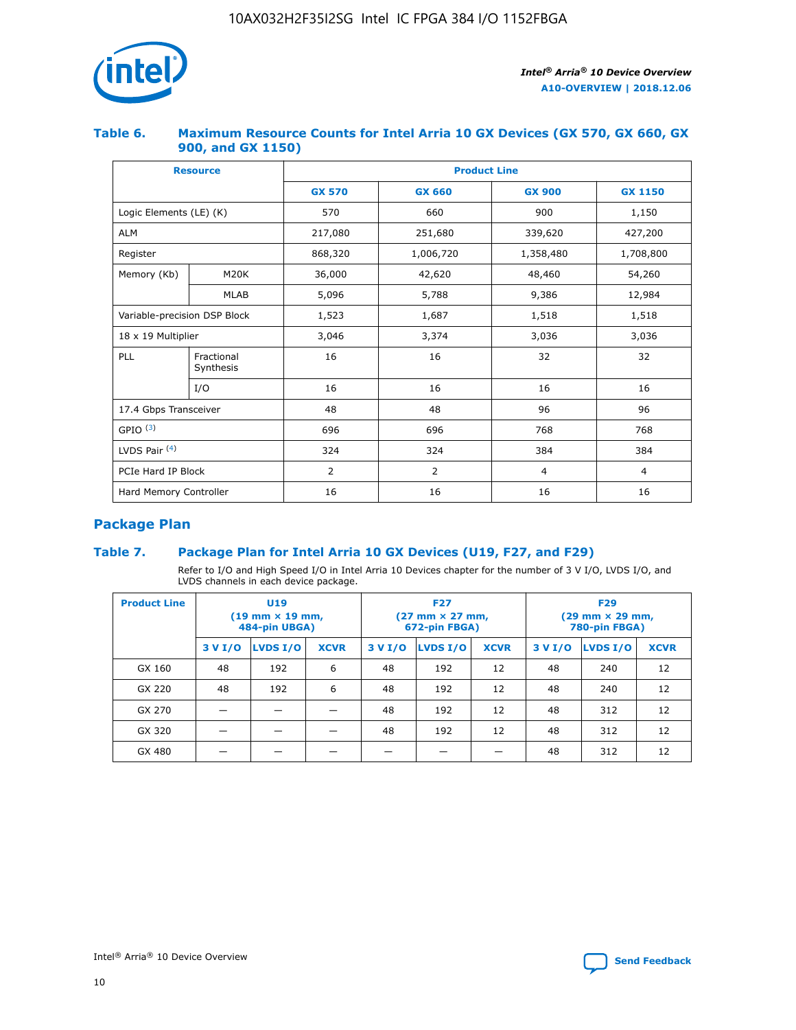### Table 6. Maximum Resource Counts for Intel Arria 10 GX Devices (GX 570, GX 660, GX 900, and GX 1150)

| Resource | | Product Line | | | |
|---|---|---|---|---|---|
| | | GX 570 | GX 660 | GX 900 | GX 1150 |
| Logic Elements (LE) (K) | | 570 | 660 | 900 | 1,150 |
| ALM | | 217,080 | 251,680 | 339,620 | 427,200 |
| Register | | 868,320 | 1,006,720 | 1,358,480 | 1,708,800 |
| Memory (Kb) | M20K | 36,000 | 42,620 | 48,460 | 54,260 |
| | MLAB | 5,096 | 5,788 | 9,386 | 12,984 |
| Variable-precision DSP Block | | 1,523 | 1,687 | 1,518 | 1,518 |
| 18 x 19 Multiplier | | 3,046 | 3,374 | 3,036 | 3,036 |
| PLL | Fractional Synthesis | 16 | 16 | 32 | 32 |
| | I/O | 16 | 16 | 16 | 16 |
| 17.4 Gbps Transceiver | | 48 | 48 | 96 | 96 |
| GPIO [(3)] | | 696 | 696 | 768 | 768 |
| LVDS Pair [(4)] | | 324 | 324 | 384 | 384 |
| PCIe Hard IP Block | | 2 | 2 | 4 | 4 |
| Hard Memory Controller | | 16 | 16 | 16 | 16 |

## Package Plan

### Table 7. Package Plan for Intel Arria 10 GX Devices (U19, F27, and F29)

Refer to I/O and High Speed I/O in Intel Arria 10 Devices chapter for the number of 3 V I/O, LVDS I/O, and LVDS channels in each device package.

| Product Line | U19 (19 mm × 19 mm, 484-pin UBGA) | | | F27 (27 mm × 27 mm, 672-pin FBGA) | | | F29 (29 mm × 29 mm, 780-pin FBGA) | | |
|---|---|---|---|---|---|---|---|---|---|
| | 3 V I/O | LVDS I/O | XCVR | 3 V I/O | LVDS I/O | XCVR | 3 V I/O | LVDS I/O | XCVR |
| GX 160 | 48 | 192 | 6 | 48 | 192 | 12 | 48 | 240 | 12 |
| GX 220 | 48 | 192 | 6 | 48 | 192 | 12 | 48 | 240 | 12 |
| GX 270 | — | — | — | 48 | 192 | 12 | 48 | 312 | 12 |
| GX 320 | — | — | — | 48 | 192 | 12 | 48 | 312 | 12 |
| GX 480 | — | — | — | — | — | — | 48 | 312 | 12 |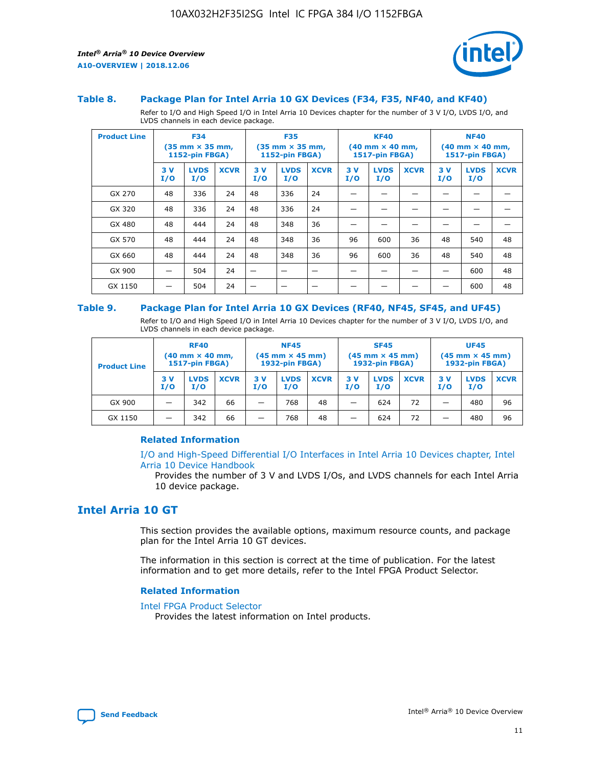### Table 8. Package Plan for Intel Arria 10 GX Devices (F34, F35, NF40, and KF40)

Refer to I/O and High Speed I/O in Intel Arria 10 Devices chapter for the number of 3 V I/O, LVDS I/O, and LVDS channels in each device package.

| Product Line | F34 (35 mm × 35 mm, 1152-pin FBGA) | | | F35 (35 mm × 35 mm, 1152-pin FBGA) | | | KF40 (40 mm × 40 mm, 1517-pin FBGA) | | | NF40 (40 mm × 40 mm, 1517-pin FBGA) | | |
|---|---|---|---|---|---|---|---|---|---|---|---|---|
| | 3 V I/O | LVDS I/O | XCVR | 3 V I/O | LVDS I/O | XCVR | 3 V I/O | LVDS I/O | XCVR | 3 V I/O | LVDS I/O | XCVR |
| GX 270 | 48 | 336 | 24 | 48 | 336 | 24 | — | — | — | — | — | — |
| GX 320 | 48 | 336 | 24 | 48 | 336 | 24 | — | — | — | — | — | — |
| GX 480 | 48 | 444 | 24 | 48 | 348 | 36 | — | — | — | — | — | — |
| GX 570 | 48 | 444 | 24 | 48 | 348 | 36 | 96 | 600 | 36 | 48 | 540 | 48 |
| GX 660 | 48 | 444 | 24 | 48 | 348 | 36 | 96 | 600 | 36 | 48 | 540 | 48 |
| GX 900 | — | 504 | 24 | — | — | — | — | — | — | — | 600 | 48 |
| GX 1150 | — | 504 | 24 | — | — | — | — | — | — | — | 600 | 48 |

### Table 9. Package Plan for Intel Arria 10 GX Devices (RF40, NF45, SF45, and UF45)

Refer to I/O and High Speed I/O in Intel Arria 10 Devices chapter for the number of 3 V I/O, LVDS I/O, and LVDS channels in each device package.

| Product Line | RF40 (40 mm × 40 mm, 1517-pin FBGA) | | | NF45 (45 mm × 45 mm) 1932-pin FBGA) | | | SF45 (45 mm × 45 mm) 1932-pin FBGA) | | | UF45 (45 mm × 45 mm) 1932-pin FBGA) | | |
|---|---|---|---|---|---|---|---|---|---|---|---|---|
| | 3 V I/O | LVDS I/O | XCVR | 3 V I/O | LVDS I/O | XCVR | 3 V I/O | LVDS I/O | XCVR | 3 V I/O | LVDS I/O | XCVR |
| GX 900 | — | 342 | 66 | — | 768 | 48 | — | 624 | 72 | — | 480 | 96 |
| GX 1150 | — | 342 | 66 | — | 768 | 48 | — | 624 | 72 | — | 480 | 96 |

#### Related Information

I/O and High-Speed Differential I/O Interfaces in Intel Arria 10 Devices chapter, Intel Arria 10 Device Handbook

Provides the number of 3 V and LVDS I/Os, and LVDS channels for each Intel Arria 10 device package.

## Intel Arria 10 GT

This section provides the available options, maximum resource counts, and package plan for the Intel Arria 10 GT devices.

The information in this section is correct at the time of publication. For the latest information and to get more details, refer to the Intel FPGA Product Selector.

#### Related Information

Intel FPGA Product Selector

Provides the latest information on Intel products.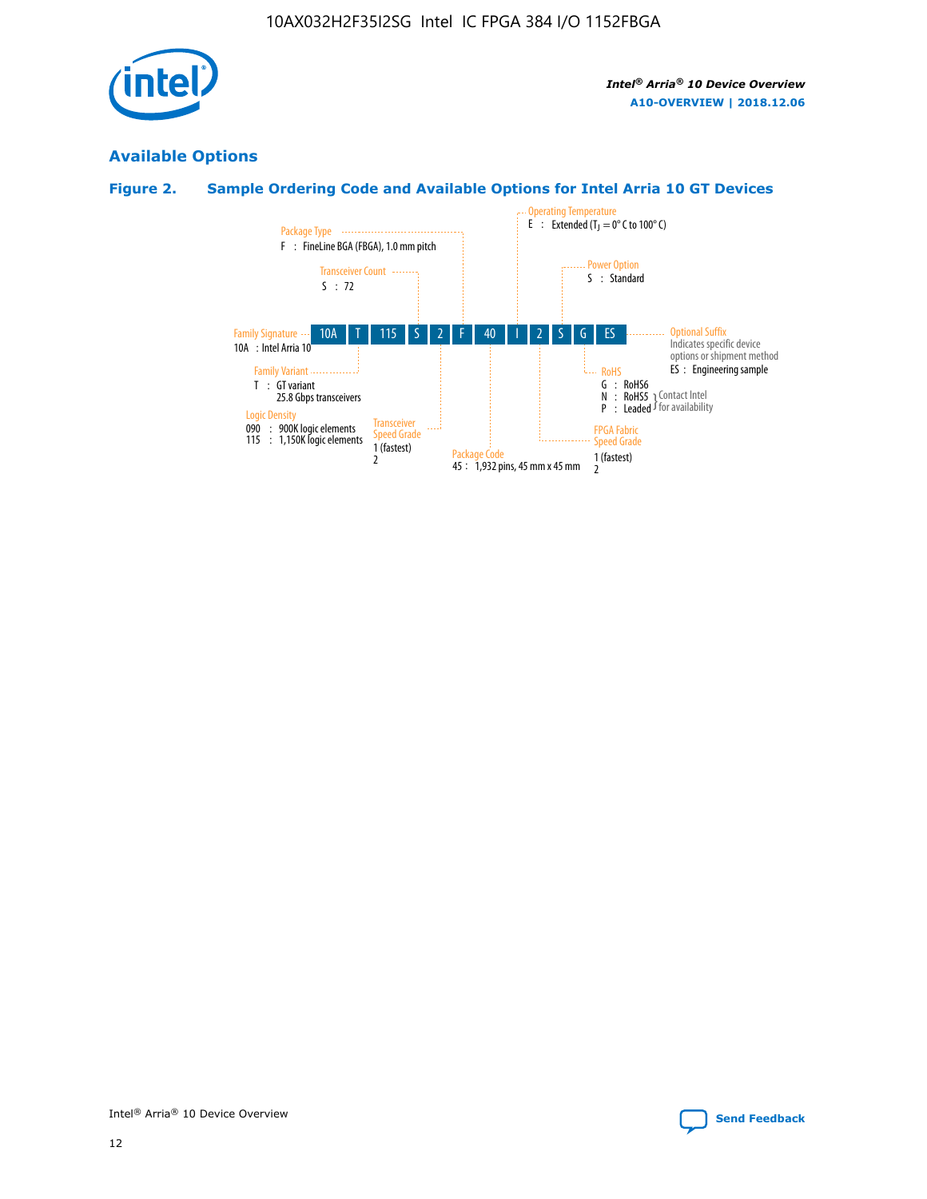## Available Options

### Figure 2. Sample Ordering Code and Available Options for Intel Arria 10 GT Devices

10A T 115 S 2 F 40 I 2 S G ES

Family Signature
10A : Intel Arria 10

Family Variant
T : GT variant
25.8 Gbps transceivers

Logic Density
090 : 900K logic elements
115 : 1,150K logic elements

Transceiver Count
S : 72

Transceiver Speed Grade
1 (fastest)
2

Package Type
F : FineLine BGA (FBGA), 1.0 mm pitch

Package Code
45 : 1,932 pins, 45 mm x 45 mm

Operating Temperature
E : Extended ($T_J$ = 0° C to 100° C)

FPGA Fabric Speed Grade
1 (fastest)
2

Power Option
S : Standard

RoHS
G : RoHS6
N : RoHS5
P : Leaded
} Contact Intel for availability

Optional Suffix
Indicates specific device options or shipment method
ES : Engineering sample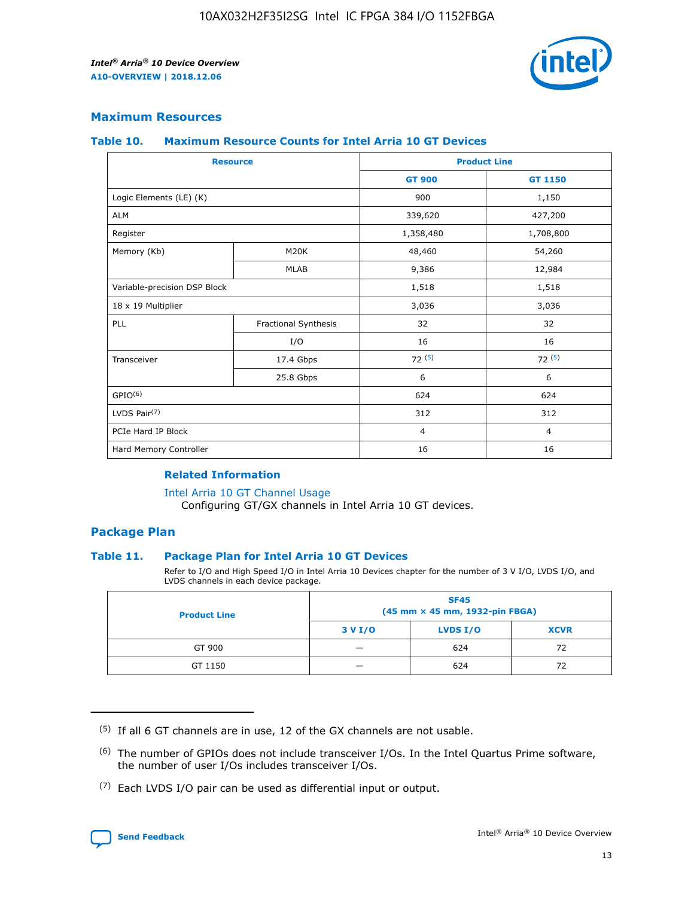## Maximum Resources

### Table 10. Maximum Resource Counts for Intel Arria 10 GT Devices

| Resource | | Product Line | |
|---|---|---|---|
| | | GT 900 | GT 1150 |
| Logic Elements (LE) (K) | | 900 | 1,150 |
| ALM | | 339,620 | 427,200 |
| Register | | 1,358,480 | 1,708,800 |
| Memory (Kb) | M20K | 48,460 | 54,260 |
| | MLAB | 9,386 | 12,984 |
| Variable-precision DSP Block | | 1,518 | 1,518 |
| 18 x 19 Multiplier | | 3,036 | 3,036 |
| PLL | Fractional Synthesis | 32 | 32 |
| | I/O | 16 | 16 |
| Transceiver | 17.4 Gbps | 72 (5) | 72 (5) |
| | 25.8 Gbps | 6 | 6 |
| GPIO(6) | | 624 | 624 |
| LVDS Pair(7) | | 312 | 312 |
| PCIe Hard IP Block | | 4 | 4 |
| Hard Memory Controller | | 16 | 16 |

#### Related Information

Intel Arria 10 GT Channel Usage

Configuring GT/GX channels in Intel Arria 10 GT devices.

## Package Plan

### Table 11. Package Plan for Intel Arria 10 GT Devices

Refer to I/O and High Speed I/O in Intel Arria 10 Devices chapter for the number of 3 V I/O, LVDS I/O, and LVDS channels in each device package.

| Product Line | SF45 (45 mm × 45 mm, 1932-pin FBGA) | | |
|---|---|---|---|
| | 3 V I/O | LVDS I/O | XCVR |
| GT 900 | — | 624 | 72 |
| GT 1150 | — | 624 | 72 |

(5) If all 6 GT channels are in use, 12 of the GX channels are not usable.

(6) The number of GPIOs does not include transceiver I/Os. In the Intel Quartus Prime software, the number of user I/Os includes transceiver I/Os.

(7) Each LVDS I/O pair can be used as differential input or output.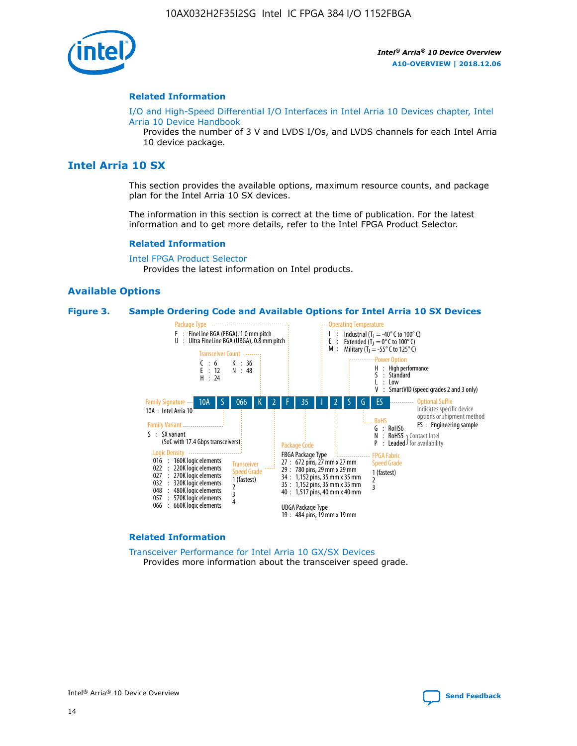## Related Information

I/O and High-Speed Differential I/O Interfaces in Intel Arria 10 Devices chapter, Intel Arria 10 Device Handbook

Provides the number of 3 V and LVDS I/Os, and LVDS channels for each Intel Arria 10 device package.

# Intel Arria 10 SX

This section provides the available options, maximum resource counts, and package plan for the Intel Arria 10 SX devices.

The information in this section is correct at the time of publication. For the latest information and to get more details, refer to the Intel FPGA Product Selector.

## Related Information

Intel FPGA Product Selector

Provides the latest information on Intel products.

## Available Options

**Figure 3. Sample Ordering Code and Available Options for Intel Arria 10 SX Devices**

10A S 066 K 2 F 35 I 2 S G ES

Family Signature
10A : Intel Arria 10

Family Variant
S : SX variant
(SoC with 17.4 Gbps transceivers)

Logic Density
016 : 160K logic elements
022 : 220K logic elements
027 : 270K logic elements
032 : 320K logic elements
048 : 480K logic elements
057 : 570K logic elements
066 : 660K logic elements

Transceiver Count
C : 6
E : 12
H : 24
K : 36
N : 48

Transceiver Speed Grade
1 (fastest)
2
3
4

Package Type
F : FineLine BGA (FBGA), 1.0 mm pitch
U : Ultra FineLine BGA (UBGA), 0.8 mm pitch

Package Code
FBGA Package Type
27 : 672 pins, 27 mm x 27 mm
29 : 780 pins, 29 mm x 29 mm
34 : 1,152 pins, 35 mm x 35 mm
35 : 1,152 pins, 35 mm x 35 mm
40 : 1,517 pins, 40 mm x 40 mm

UBGA Package Type
19 : 484 pins, 19 mm x 19 mm

Operating Temperature
I : Industrial ($T_J$ = -40° C to 100° C)
E : Extended ($T_J$ = 0° C to 100° C)
M : Military ($T_J$ = -55° C to 125° C)

FPGA Fabric Speed Grade
1 (fastest)
2
3

Power Option
H : High performance
S : Standard
L : Low
V : SmartVID (speed grades 2 and 3 only)

RoHS
G : RoHS6
N : RoHS5
P : Leaded
Contact Intel for availability

Optional Suffix
Indicates specific device options or shipment method
ES : Engineering sample

## Related Information

Transceiver Performance for Intel Arria 10 GX/SX Devices

Provides more information about the transceiver speed grade.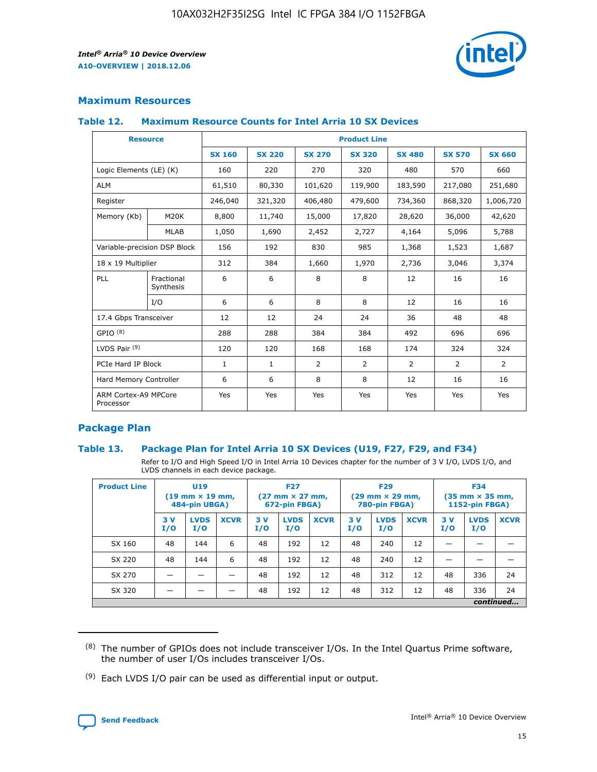## Maximum Resources

### Table 12. Maximum Resource Counts for Intel Arria 10 SX Devices

| Resource | | Product Line | | | | | | |
|---|---|---|---|---|---|---|---|---|
| | | SX 160 | SX 220 | SX 270 | SX 320 | SX 480 | SX 570 | SX 660 |
| Logic Elements (LE) (K) | | 160 | 220 | 270 | 320 | 480 | 570 | 660 |
| ALM | | 61,510 | 80,330 | 101,620 | 119,900 | 183,590 | 217,080 | 251,680 |
| Register | | 246,040 | 321,320 | 406,480 | 479,600 | 734,360 | 868,320 | 1,006,720 |
| Memory (Kb) | M20K | 8,800 | 11,740 | 15,000 | 17,820 | 28,620 | 36,000 | 42,620 |
| | MLAB | 1,050 | 1,690 | 2,452 | 2,727 | 4,164 | 5,096 | 5,788 |
| Variable-precision DSP Block | | 156 | 192 | 830 | 985 | 1,368 | 1,523 | 1,687 |
| 18 x 19 Multiplier | | 312 | 384 | 1,660 | 1,970 | 2,736 | 3,046 | 3,374 |
| PLL | Fractional Synthesis | 6 | 6 | 8 | 8 | 12 | 16 | 16 |
| | I/O | 6 | 6 | 8 | 8 | 12 | 16 | 16 |
| 17.4 Gbps Transceiver | | 12 | 12 | 24 | 24 | 36 | 48 | 48 |
| GPIO [8] | | 288 | 288 | 384 | 384 | 492 | 696 | 696 |
| LVDS Pair [9] | | 120 | 120 | 168 | 168 | 174 | 324 | 324 |
| PCIe Hard IP Block | | 1 | 1 | 2 | 2 | 2 | 2 | 2 |
| Hard Memory Controller | | 6 | 6 | 8 | 8 | 12 | 16 | 16 |
| ARM Cortex-A9 MPCore Processor | | Yes | Yes | Yes | Yes | Yes | Yes | Yes |

## Package Plan

### Table 13. Package Plan for Intel Arria 10 SX Devices (U19, F27, F29, and F34)

Refer to I/O and High Speed I/O in Intel Arria 10 Devices chapter for the number of 3 V I/O, LVDS I/O, and LVDS channels in each device package.

| Product Line | U19 (19 mm × 19 mm, 484-pin UBGA) | | | F27 (27 mm × 27 mm, 672-pin FBGA) | | | F29 (29 mm × 29 mm, 780-pin FBGA) | | | F34 (35 mm × 35 mm, 1152-pin FBGA) | | |
|---|---|---|---|---|---|---|---|---|---|---|---|---|
| | 3 V I/O | LVDS I/O | XCVR | 3 V I/O | LVDS I/O | XCVR | 3 V I/O | LVDS I/O | XCVR | 3 V I/O | LVDS I/O | XCVR |
| SX 160 | 48 | 144 | 6 | 48 | 192 | 12 | 48 | 240 | 12 | — | — | — |
| SX 220 | 48 | 144 | 6 | 48 | 192 | 12 | 48 | 240 | 12 | — | — | — |
| SX 270 | — | — | — | 48 | 192 | 12 | 48 | 312 | 12 | 48 | 336 | 24 |
| SX 320 | — | — | — | 48 | 192 | 12 | 48 | 312 | 12 | 48 | 336 | 24 |

*continued...*

(8) The number of GPIOs does not include transceiver I/Os. In the Intel Quartus Prime software, the number of user I/Os includes transceiver I/Os.

(9) Each LVDS I/O pair can be used as differential input or output.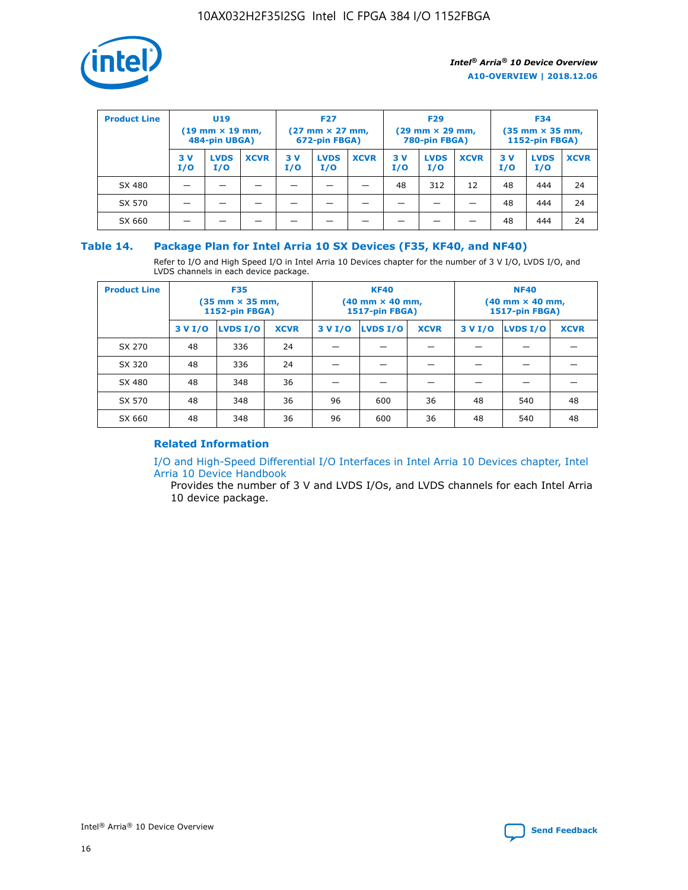| Product Line | U19 (19 mm × 19 mm, 484-pin UBGA) | | | F27 (27 mm × 27 mm, 672-pin FBGA) | | | F29 (29 mm × 29 mm, 780-pin FBGA) | | | F34 (35 mm × 35 mm, 1152-pin FBGA) | | |
|---|---|---|---|---|---|---|---|---|---|---|---|---|
| | 3 V I/O | LVDS I/O | XCVR | 3 V I/O | LVDS I/O | XCVR | 3 V I/O | LVDS I/O | XCVR | 3 V I/O | LVDS I/O | XCVR |
| SX 480 | — | — | — | — | — | — | 48 | 312 | 12 | 48 | 444 | 24 |
| SX 570 | — | — | — | — | — | — | — | — | — | 48 | 444 | 24 |
| SX 660 | — | — | — | — | — | — | — | — | — | 48 | 444 | 24 |

## Table 14. Package Plan for Intel Arria 10 SX Devices (F35, KF40, and NF40)

Refer to I/O and High Speed I/O in Intel Arria 10 Devices chapter for the number of 3 V I/O, LVDS I/O, and LVDS channels in each device package.

| Product Line | F35 (35 mm × 35 mm, 1152-pin FBGA) | | | KF40 (40 mm × 40 mm, 1517-pin FBGA) | | | NF40 (40 mm × 40 mm, 1517-pin FBGA) | | |
|---|---|---|---|---|---|---|---|---|---|
| | 3 V I/O | LVDS I/O | XCVR | 3 V I/O | LVDS I/O | XCVR | 3 V I/O | LVDS I/O | XCVR |
| SX 270 | 48 | 336 | 24 | — | — | — | — | — | — |
| SX 320 | 48 | 336 | 24 | — | — | — | — | — | — |
| SX 480 | 48 | 348 | 36 | — | — | — | — | — | — |
| SX 570 | 48 | 348 | 36 | 96 | 600 | 36 | 48 | 540 | 48 |
| SX 660 | 48 | 348 | 36 | 96 | 600 | 36 | 48 | 540 | 48 |

### Related Information

I/O and High-Speed Differential I/O Interfaces in Intel Arria 10 Devices chapter, Intel Arria 10 Device Handbook

Provides the number of 3 V and LVDS I/Os, and LVDS channels for each Intel Arria 10 device package.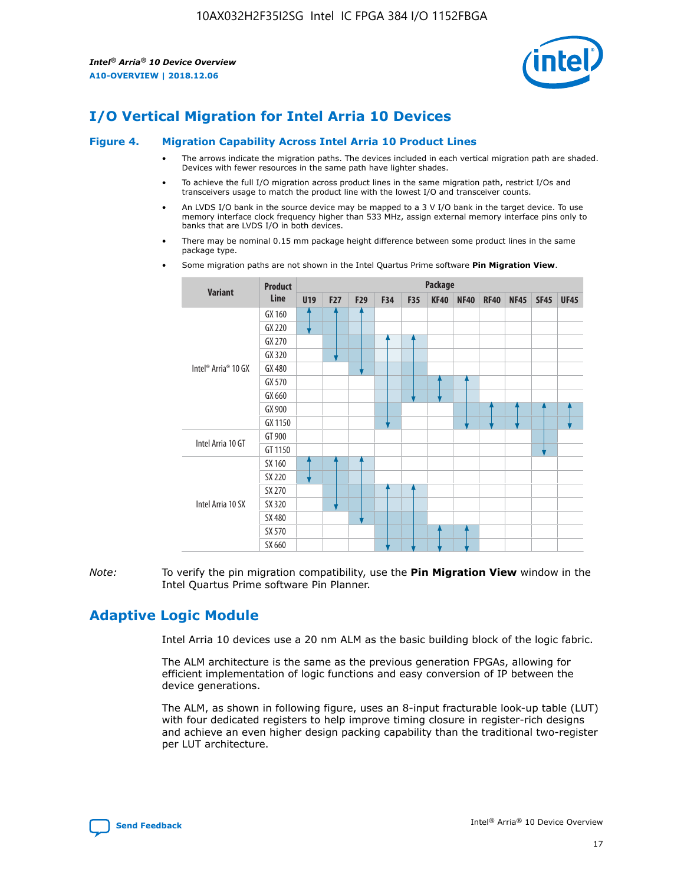# I/O Vertical Migration for Intel Arria 10 Devices

**Figure 4. Migration Capability Across Intel Arria 10 Product Lines**

- The arrows indicate the migration paths. The devices included in each vertical migration path are shaded. Devices with fewer resources in the same path have lighter shades.
- To achieve the full I/O migration across product lines in the same migration path, restrict I/Os and transceivers usage to match the product line with the lowest I/O and transceiver counts.
- An LVDS I/O bank in the source device may be mapped to a 3 V I/O bank in the target device. To use memory interface clock frequency higher than 533 MHz, assign external memory interface pins only to banks that are LVDS I/O in both devices.
- There may be nominal 0.15 mm package height difference between some product lines in the same package type.
- Some migration paths are not shown in the Intel Quartus Prime software **Pin Migration View**.

| Variant | Product Line | Package | | | | | | | | | | |
|---|---|---|---|---|---|---|---|---|---|---|---|---|
| | | U19 | F27 | F29 | F34 | F35 | KF40 | NF40 | RF40 | NF45 | SF45 | UF45 |
| Intel® Arria® 10 GX | GX 160 | | | | | | | | | | | |
| | GX 220 | | | | | | | | | | | |
| | GX 270 | | | | | | | | | | | |
| | GX 320 | | | | | | | | | | | |
| | GX 480 | | | | | | | | | | | |
| | GX 570 | | | | | | | | | | | |
| | GX 660 | | | | | | | | | | | |
| | GX 900 | | | | | | | | | | | |
| | GX 1150 | | | | | | | | | | | |
| Intel Arria 10 GT | GT 900 | | | | | | | | | | | |
| | GT 1150 | | | | | | | | | | | |
| Intel Arria 10 SX | SX 160 | | | | | | | | | | | |
| | SX 220 | | | | | | | | | | | |
| | SX 270 | | | | | | | | | | | |
| | SX 320 | | | | | | | | | | | |
| | SX 480 | | | | | | | | | | | |
| | SX 570 | | | | | | | | | | | |
| | SX 660 | | | | | | | | | | | |

*Note:* To verify the pin migration compatibility, use the **Pin Migration View** window in the Intel Quartus Prime software Pin Planner.

# Adaptive Logic Module

Intel Arria 10 devices use a 20 nm ALM as the basic building block of the logic fabric.

The ALM architecture is the same as the previous generation FPGAs, allowing for efficient implementation of logic functions and easy conversion of IP between the device generations.

The ALM, as shown in following figure, uses an 8-input fracturable look-up table (LUT) with four dedicated registers to help improve timing closure in register-rich designs and achieve an even higher design packing capability than the traditional two-register per LUT architecture.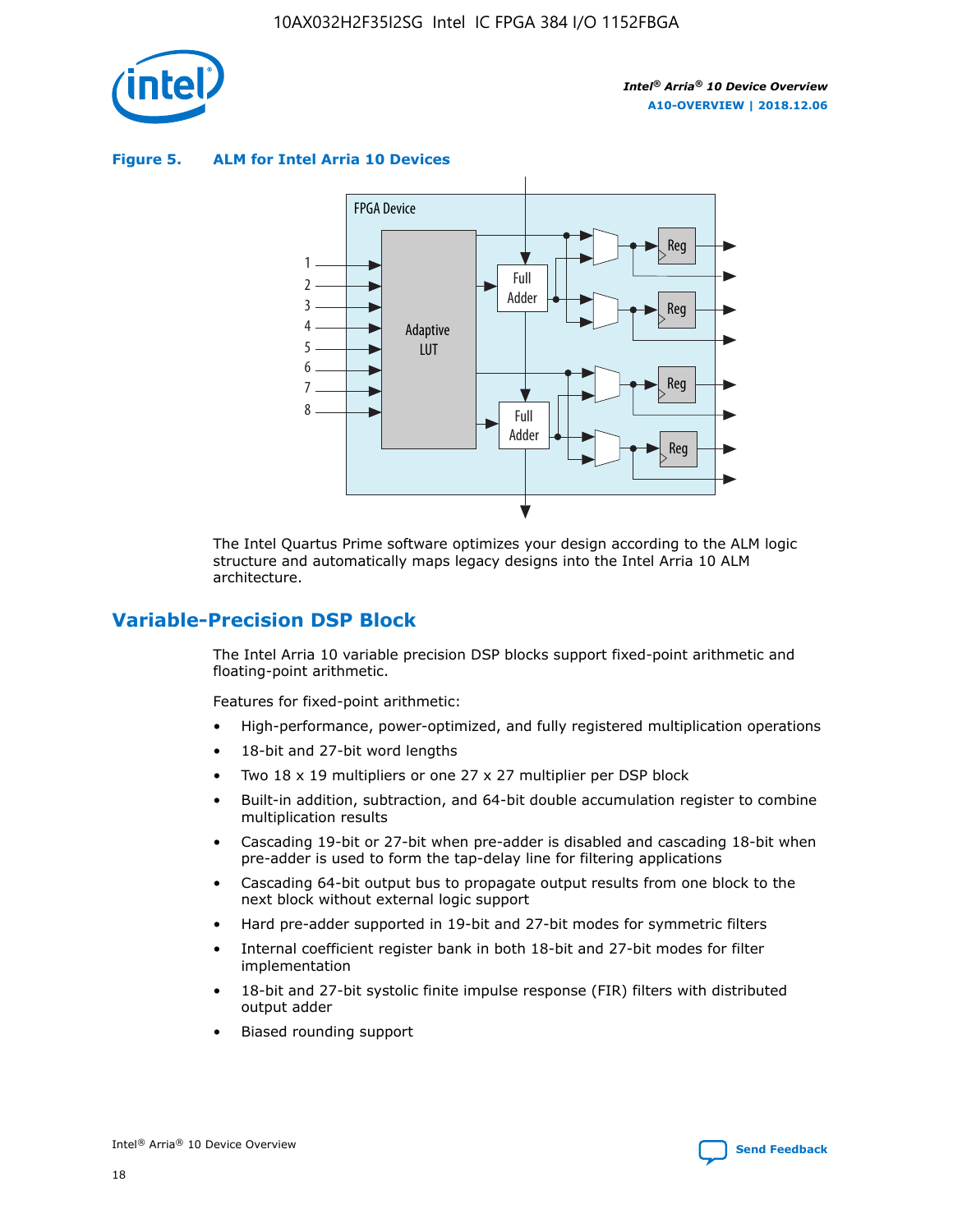**Figure 5. ALM for Intel Arria 10 Devices**

FPGA Device

1
2
3
4
5
6
7
8

Adaptive LUT

Full Adder

Full Adder

Reg

Reg

Reg

Reg

The Intel Quartus Prime software optimizes your design according to the ALM logic structure and automatically maps legacy designs into the Intel Arria 10 ALM architecture.

## Variable-Precision DSP Block

The Intel Arria 10 variable precision DSP blocks support fixed-point arithmetic and floating-point arithmetic.

Features for fixed-point arithmetic:

- High-performance, power-optimized, and fully registered multiplication operations
- 18-bit and 27-bit word lengths
- Two 18 x 19 multipliers or one 27 x 27 multiplier per DSP block
- Built-in addition, subtraction, and 64-bit double accumulation register to combine multiplication results
- Cascading 19-bit or 27-bit when pre-adder is disabled and cascading 18-bit when pre-adder is used to form the tap-delay line for filtering applications
- Cascading 64-bit output bus to propagate output results from one block to the next block without external logic support
- Hard pre-adder supported in 19-bit and 27-bit modes for symmetric filters
- Internal coefficient register bank in both 18-bit and 27-bit modes for filter implementation
- 18-bit and 27-bit systolic finite impulse response (FIR) filters with distributed output adder
- Biased rounding support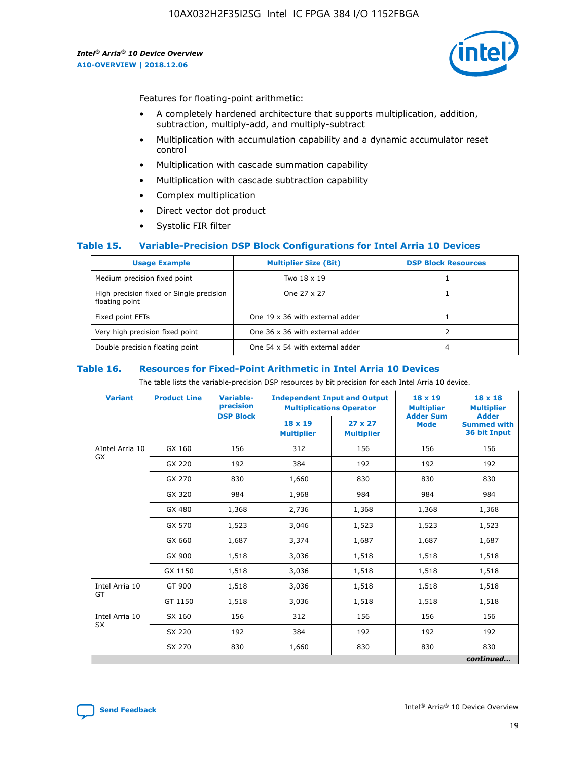Features for floating-point arithmetic:

- A completely hardened architecture that supports multiplication, addition, subtraction, multiply-add, and multiply-subtract
- Multiplication with accumulation capability and a dynamic accumulator reset control
- Multiplication with cascade summation capability
- Multiplication with cascade subtraction capability
- Complex multiplication
- Direct vector dot product
- Systolic FIR filter

### Table 15. Variable-Precision DSP Block Configurations for Intel Arria 10 Devices

| Usage Example | Multiplier Size (Bit) | DSP Block Resources |
|---|---|---|
| Medium precision fixed point | Two 18 x 19 | 1 |
| High precision fixed or Single precision floating point | One 27 x 27 | 1 |
| Fixed point FFTs | One 19 x 36 with external adder | 1 |
| Very high precision fixed point | One 36 x 36 with external adder | 2 |
| Double precision floating point | One 54 x 54 with external adder | 4 |

### Table 16. Resources for Fixed-Point Arithmetic in Intel Arria 10 Devices

The table lists the variable-precision DSP resources by bit precision for each Intel Arria 10 device.

| Variant | Product Line | Variable-precision DSP Block | Independent Input and Output Multiplications Operator | | 18 x 19 Multiplier Adder Sum Mode | 18 x 18 Multiplier Adder Summed with 36 bit Input |
|---|---|---|---|---|---|---|
| | | | 18 x 19 Multiplier | 27 x 27 Multiplier | | |
| AIntel Arria 10 GX | GX 160 | 156 | 312 | 156 | 156 | 156 |
| | GX 220 | 192 | 384 | 192 | 192 | 192 |
| | GX 270 | 830 | 1,660 | 830 | 830 | 830 |
| | GX 320 | 984 | 1,968 | 984 | 984 | 984 |
| | GX 480 | 1,368 | 2,736 | 1,368 | 1,368 | 1,368 |
| | GX 570 | 1,523 | 3,046 | 1,523 | 1,523 | 1,523 |
| | GX 660 | 1,687 | 3,374 | 1,687 | 1,687 | 1,687 |
| | GX 900 | 1,518 | 3,036 | 1,518 | 1,518 | 1,518 |
| | GX 1150 | 1,518 | 3,036 | 1,518 | 1,518 | 1,518 |
| Intel Arria 10 GT | GT 900 | 1,518 | 3,036 | 1,518 | 1,518 | 1,518 |
| | GT 1150 | 1,518 | 3,036 | 1,518 | 1,518 | 1,518 |
| Intel Arria 10 SX | SX 160 | 156 | 312 | 156 | 156 | 156 |
| | SX 220 | 192 | 384 | 192 | 192 | 192 |
| | SX 270 | 830 | 1,660 | 830 | 830 | 830 |

*continued...*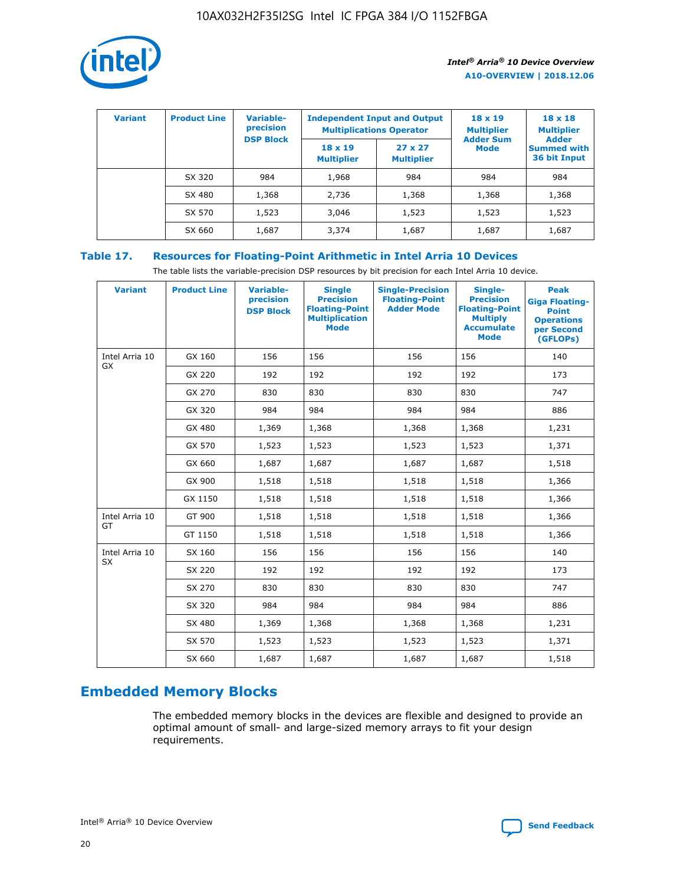| Variant | Product Line | Variable-precision DSP Block | Independent Input and Output Multiplications Operator | | 18 x 19 Multiplier Adder Sum Mode | 18 x 18 Multiplier Adder Summed with 36 bit Input |
|---|---|---|---|---|---|---|
| | | | 18 x 19 Multiplier | 27 x 27 Multiplier | | |
| | SX 320 | 984 | 1,968 | 984 | 984 | 984 |
| | SX 480 | 1,368 | 2,736 | 1,368 | 1,368 | 1,368 |
| | SX 570 | 1,523 | 3,046 | 1,523 | 1,523 | 1,523 |
| | SX 660 | 1,687 | 3,374 | 1,687 | 1,687 | 1,687 |

### Table 17. Resources for Floating-Point Arithmetic in Intel Arria 10 Devices

The table lists the variable-precision DSP resources by bit precision for each Intel Arria 10 device.

| Variant | Product Line | Variable-precision DSP Block | Single Precision Floating-Point Multiplication Mode | Single-Precision Floating-Point Adder Mode | Single-Precision Floating-Point Multiply Accumulate Mode | Peak Giga Floating-Point Operations per Second (GFLOPs) |
|---|---|---|---|---|---|---|
| Intel Arria 10 GX | GX 160 | 156 | 156 | 156 | 156 | 140 |
| | GX 220 | 192 | 192 | 192 | 192 | 173 |
| | GX 270 | 830 | 830 | 830 | 830 | 747 |
| | GX 320 | 984 | 984 | 984 | 984 | 886 |
| | GX 480 | 1,369 | 1,368 | 1,368 | 1,368 | 1,231 |
| | GX 570 | 1,523 | 1,523 | 1,523 | 1,523 | 1,371 |
| | GX 660 | 1,687 | 1,687 | 1,687 | 1,687 | 1,518 |
| | GX 900 | 1,518 | 1,518 | 1,518 | 1,518 | 1,366 |
| | GX 1150 | 1,518 | 1,518 | 1,518 | 1,518 | 1,366 |
| Intel Arria 10 GT | GT 900 | 1,518 | 1,518 | 1,518 | 1,518 | 1,366 |
| | GT 1150 | 1,518 | 1,518 | 1,518 | 1,518 | 1,366 |
| Intel Arria 10 SX | SX 160 | 156 | 156 | 156 | 156 | 140 |
| | SX 220 | 192 | 192 | 192 | 192 | 173 |
| | SX 270 | 830 | 830 | 830 | 830 | 747 |
| | SX 320 | 984 | 984 | 984 | 984 | 886 |
| | SX 480 | 1,369 | 1,368 | 1,368 | 1,368 | 1,231 |
| | SX 570 | 1,523 | 1,523 | 1,523 | 1,523 | 1,371 |
| | SX 660 | 1,687 | 1,687 | 1,687 | 1,687 | 1,518 |

## Embedded Memory Blocks

The embedded memory blocks in the devices are flexible and designed to provide an optimal amount of small- and large-sized memory arrays to fit your design requirements.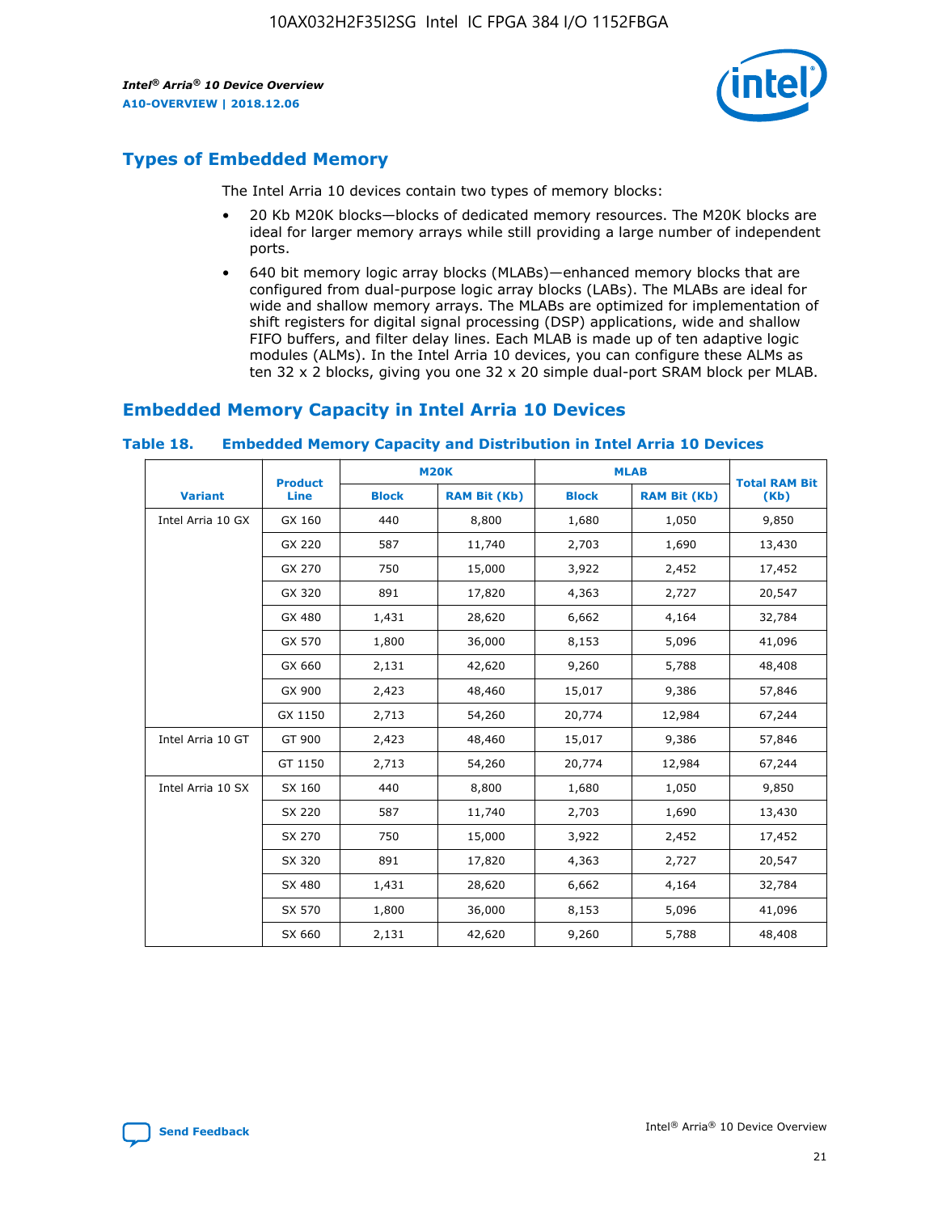## Types of Embedded Memory

The Intel Arria 10 devices contain two types of memory blocks:

- 20 Kb M20K blocks—blocks of dedicated memory resources. The M20K blocks are ideal for larger memory arrays while still providing a large number of independent ports.
- 640 bit memory logic array blocks (MLABs)—enhanced memory blocks that are configured from dual-purpose logic array blocks (LABs). The MLABs are ideal for wide and shallow memory arrays. The MLABs are optimized for implementation of shift registers for digital signal processing (DSP) applications, wide and shallow FIFO buffers, and filter delay lines. Each MLAB is made up of ten adaptive logic modules (ALMs). In the Intel Arria 10 devices, you can configure these ALMs as ten 32 x 2 blocks, giving you one 32 x 20 simple dual-port SRAM block per MLAB.

## Embedded Memory Capacity in Intel Arria 10 Devices

**Table 18. Embedded Memory Capacity and Distribution in Intel Arria 10 Devices**

| Variant | Product Line | M20K | | MLAB | | Total RAM Bit (Kb) |
|---|---|---|---|---|---|---|
| | | Block | RAM Bit (Kb) | Block | RAM Bit (Kb) | |
| Intel Arria 10 GX | GX 160 | 440 | 8,800 | 1,680 | 1,050 | 9,850 |
| | GX 220 | 587 | 11,740 | 2,703 | 1,690 | 13,430 |
| | GX 270 | 750 | 15,000 | 3,922 | 2,452 | 17,452 |
| | GX 320 | 891 | 17,820 | 4,363 | 2,727 | 20,547 |
| | GX 480 | 1,431 | 28,620 | 6,662 | 4,164 | 32,784 |
| | GX 570 | 1,800 | 36,000 | 8,153 | 5,096 | 41,096 |
| | GX 660 | 2,131 | 42,620 | 9,260 | 5,788 | 48,408 |
| | GX 900 | 2,423 | 48,460 | 15,017 | 9,386 | 57,846 |
| | GX 1150 | 2,713 | 54,260 | 20,774 | 12,984 | 67,244 |
| Intel Arria 10 GT | GT 900 | 2,423 | 48,460 | 15,017 | 9,386 | 57,846 |
| | GT 1150 | 2,713 | 54,260 | 20,774 | 12,984 | 67,244 |
| Intel Arria 10 SX | SX 160 | 440 | 8,800 | 1,680 | 1,050 | 9,850 |
| | SX 220 | 587 | 11,740 | 2,703 | 1,690 | 13,430 |
| | SX 270 | 750 | 15,000 | 3,922 | 2,452 | 17,452 |
| | SX 320 | 891 | 17,820 | 4,363 | 2,727 | 20,547 |
| | SX 480 | 1,431 | 28,620 | 6,662 | 4,164 | 32,784 |
| | SX 570 | 1,800 | 36,000 | 8,153 | 5,096 | 41,096 |
| | SX 660 | 2,131 | 42,620 | 9,260 | 5,788 | 48,408 |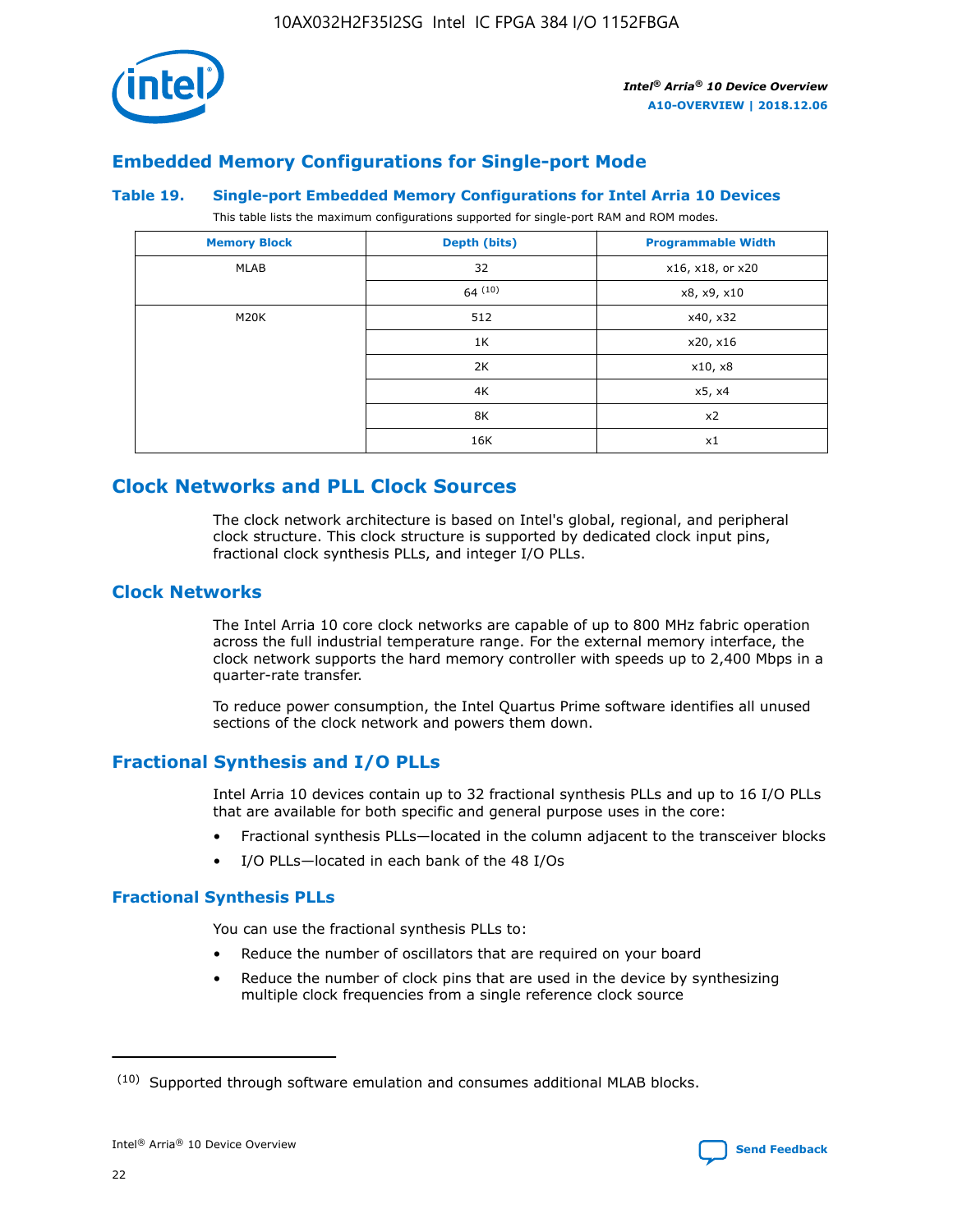## Embedded Memory Configurations for Single-port Mode

### Table 19. Single-port Embedded Memory Configurations for Intel Arria 10 Devices

This table lists the maximum configurations supported for single-port RAM and ROM modes.

| Memory Block | Depth (bits) | Programmable Width |
|---|---|---|
| MLAB | 32 | x16, x18, or x20 |
| | 64 [10] | x8, x9, x10 |
| M20K | 512 | x40, x32 |
| | 1K | x20, x16 |
| | 2K | x10, x8 |
| | 4K | x5, x4 |
| | 8K | x2 |
| | 16K | x1 |

## Clock Networks and PLL Clock Sources

The clock network architecture is based on Intel's global, regional, and peripheral clock structure. This clock structure is supported by dedicated clock input pins, fractional clock synthesis PLLs, and integer I/O PLLs.

### Clock Networks

The Intel Arria 10 core clock networks are capable of up to 800 MHz fabric operation across the full industrial temperature range. For the external memory interface, the clock network supports the hard memory controller with speeds up to 2,400 Mbps in a quarter-rate transfer.

To reduce power consumption, the Intel Quartus Prime software identifies all unused sections of the clock network and powers them down.

### Fractional Synthesis and I/O PLLs

Intel Arria 10 devices contain up to 32 fractional synthesis PLLs and up to 16 I/O PLLs that are available for both specific and general purpose uses in the core:

- Fractional synthesis PLLs—located in the column adjacent to the transceiver blocks
- I/O PLLs—located in each bank of the 48 I/Os

#### Fractional Synthesis PLLs

You can use the fractional synthesis PLLs to:

- Reduce the number of oscillators that are required on your board
- Reduce the number of clock pins that are used in the device by synthesizing multiple clock frequencies from a single reference clock source

(10) Supported through software emulation and consumes additional MLAB blocks.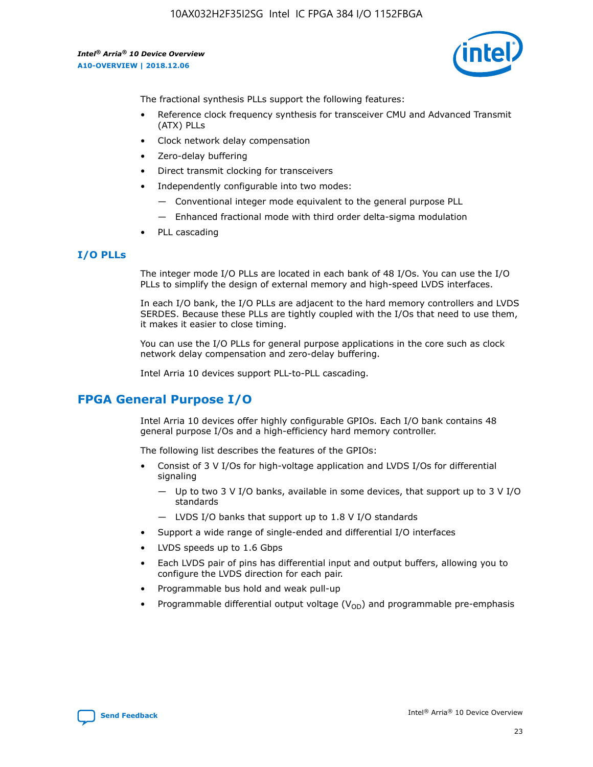The fractional synthesis PLLs support the following features:

- Reference clock frequency synthesis for transceiver CMU and Advanced Transmit (ATX) PLLs
- Clock network delay compensation
- Zero-delay buffering
- Direct transmit clocking for transceivers
- Independently configurable into two modes:
  - Conventional integer mode equivalent to the general purpose PLL
  - Enhanced fractional mode with third order delta-sigma modulation
- PLL cascading

### I/O PLLs

The integer mode I/O PLLs are located in each bank of 48 I/Os. You can use the I/O PLLs to simplify the design of external memory and high-speed LVDS interfaces.

In each I/O bank, the I/O PLLs are adjacent to the hard memory controllers and LVDS SERDES. Because these PLLs are tightly coupled with the I/Os that need to use them, it makes it easier to close timing.

You can use the I/O PLLs for general purpose applications in the core such as clock network delay compensation and zero-delay buffering.

Intel Arria 10 devices support PLL-to-PLL cascading.

## FPGA General Purpose I/O

Intel Arria 10 devices offer highly configurable GPIOs. Each I/O bank contains 48 general purpose I/Os and a high-efficiency hard memory controller.

The following list describes the features of the GPIOs:

- Consist of 3 V I/Os for high-voltage application and LVDS I/Os for differential signaling
  - Up to two 3 V I/O banks, available in some devices, that support up to 3 V I/O standards
  - LVDS I/O banks that support up to 1.8 V I/O standards
- Support a wide range of single-ended and differential I/O interfaces
- LVDS speeds up to 1.6 Gbps
- Each LVDS pair of pins has differential input and output buffers, allowing you to configure the LVDS direction for each pair.
- Programmable bus hold and weak pull-up
- Programmable differential output voltage ($V_{OD}$) and programmable pre-emphasis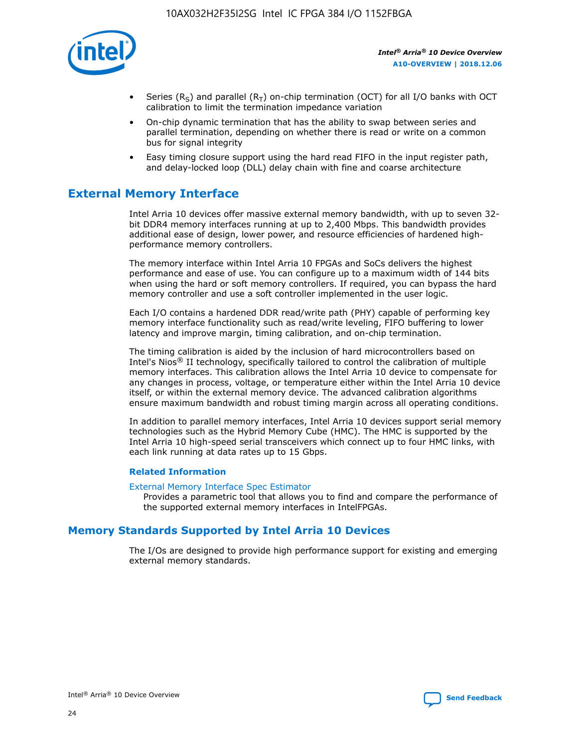- Series ($R_S$) and parallel ($R_T$) on-chip termination (OCT) for all I/O banks with OCT calibration to limit the termination impedance variation
- On-chip dynamic termination that has the ability to swap between series and parallel termination, depending on whether there is read or write on a common bus for signal integrity
- Easy timing closure support using the hard read FIFO in the input register path, and delay-locked loop (DLL) delay chain with fine and coarse architecture

## External Memory Interface

Intel Arria 10 devices offer massive external memory bandwidth, with up to seven 32-bit DDR4 memory interfaces running at up to 2,400 Mbps. This bandwidth provides additional ease of design, lower power, and resource efficiencies of hardened high-performance memory controllers.

The memory interface within Intel Arria 10 FPGAs and SoCs delivers the highest performance and ease of use. You can configure up to a maximum width of 144 bits when using the hard or soft memory controllers. If required, you can bypass the hard memory controller and use a soft controller implemented in the user logic.

Each I/O contains a hardened DDR read/write path (PHY) capable of performing key memory interface functionality such as read/write leveling, FIFO buffering to lower latency and improve margin, timing calibration, and on-chip termination.

The timing calibration is aided by the inclusion of hard microcontrollers based on Intel's Nios® II technology, specifically tailored to control the calibration of multiple memory interfaces. This calibration allows the Intel Arria 10 device to compensate for any changes in process, voltage, or temperature either within the Intel Arria 10 device itself, or within the external memory device. The advanced calibration algorithms ensure maximum bandwidth and robust timing margin across all operating conditions.

In addition to parallel memory interfaces, Intel Arria 10 devices support serial memory technologies such as the Hybrid Memory Cube (HMC). The HMC is supported by the Intel Arria 10 high-speed serial transceivers which connect up to four HMC links, with each link running at data rates up to 15 Gbps.

### Related Information

External Memory Interface Spec Estimator
Provides a parametric tool that allows you to find and compare the performance of the supported external memory interfaces in IntelFPGAs.

## Memory Standards Supported by Intel Arria 10 Devices

The I/Os are designed to provide high performance support for existing and emerging external memory standards.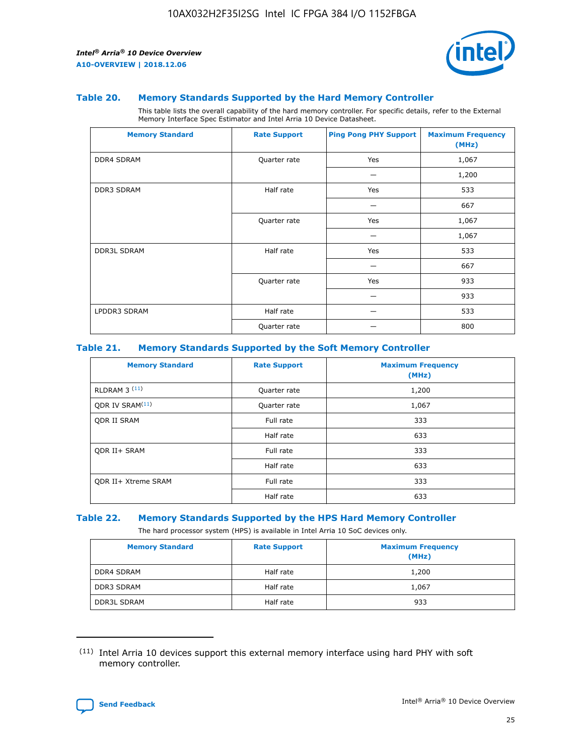### Table 20. Memory Standards Supported by the Hard Memory Controller

This table lists the overall capability of the hard memory controller. For specific details, refer to the External Memory Interface Spec Estimator and Intel Arria 10 Device Datasheet.

| Memory Standard | Rate Support | Ping Pong PHY Support | Maximum Frequency (MHz) |
|---|---|---|---|
| DDR4 SDRAM | Quarter rate | Yes | 1,067 |
| | | — | 1,200 |
| DDR3 SDRAM | Half rate | Yes | 533 |
| | | — | 667 |
| | Quarter rate | Yes | 1,067 |
| | | — | 1,067 |
| DDR3L SDRAM | Half rate | Yes | 533 |
| | | — | 667 |
| | Quarter rate | Yes | 933 |
| | | — | 933 |
| LPDDR3 SDRAM | Half rate | — | 533 |
| | Quarter rate | — | 800 |

### Table 21. Memory Standards Supported by the Soft Memory Controller

| Memory Standard | Rate Support | Maximum Frequency (MHz) |
|---|---|---|
| RLDRAM 3 [11] | Quarter rate | 1,200 |
| QDR IV SRAM[11] | Quarter rate | 1,067 |
| QDR II SRAM | Full rate | 333 |
| | Half rate | 633 |
| QDR II+ SRAM | Full rate | 333 |
| | Half rate | 633 |
| QDR II+ Xtreme SRAM | Full rate | 333 |
| | Half rate | 633 |

### Table 22. Memory Standards Supported by the HPS Hard Memory Controller

The hard processor system (HPS) is available in Intel Arria 10 SoC devices only.

| Memory Standard | Rate Support | Maximum Frequency (MHz) |
|---|---|---|
| DDR4 SDRAM | Half rate | 1,200 |
| DDR3 SDRAM | Half rate | 1,067 |
| DDR3L SDRAM | Half rate | 933 |

(11) Intel Arria 10 devices support this external memory interface using hard PHY with soft memory controller.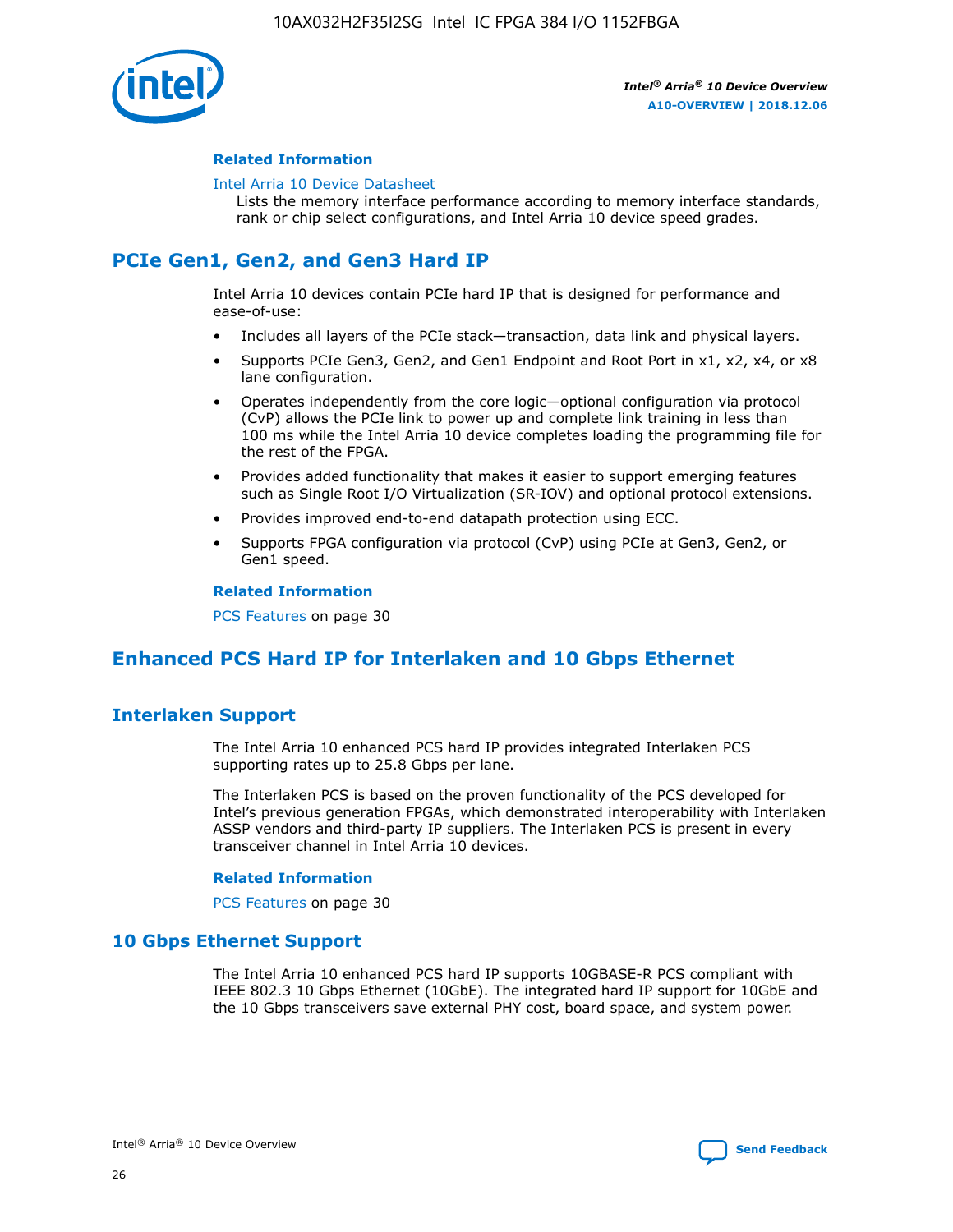### Related Information

Intel Arria 10 Device Datasheet

Lists the memory interface performance according to memory interface standards, rank or chip select configurations, and Intel Arria 10 device speed grades.

## PCIe Gen1, Gen2, and Gen3 Hard IP

Intel Arria 10 devices contain PCIe hard IP that is designed for performance and ease-of-use:

- Includes all layers of the PCIe stack—transaction, data link and physical layers.
- Supports PCIe Gen3, Gen2, and Gen1 Endpoint and Root Port in x1, x2, x4, or x8 lane configuration.
- Operates independently from the core logic—optional configuration via protocol (CvP) allows the PCIe link to power up and complete link training in less than 100 ms while the Intel Arria 10 device completes loading the programming file for the rest of the FPGA.
- Provides added functionality that makes it easier to support emerging features such as Single Root I/O Virtualization (SR-IOV) and optional protocol extensions.
- Provides improved end-to-end datapath protection using ECC.
- Supports FPGA configuration via protocol (CvP) using PCIe at Gen3, Gen2, or Gen1 speed.

### Related Information

PCS Features on page 30

## Enhanced PCS Hard IP for Interlaken and 10 Gbps Ethernet

## Interlaken Support

The Intel Arria 10 enhanced PCS hard IP provides integrated Interlaken PCS supporting rates up to 25.8 Gbps per lane.

The Interlaken PCS is based on the proven functionality of the PCS developed for Intel's previous generation FPGAs, which demonstrated interoperability with Interlaken ASSP vendors and third-party IP suppliers. The Interlaken PCS is present in every transceiver channel in Intel Arria 10 devices.

### Related Information

PCS Features on page 30

## 10 Gbps Ethernet Support

The Intel Arria 10 enhanced PCS hard IP supports 10GBASE-R PCS compliant with IEEE 802.3 10 Gbps Ethernet (10GbE). The integrated hard IP support for 10GbE and the 10 Gbps transceivers save external PHY cost, board space, and system power.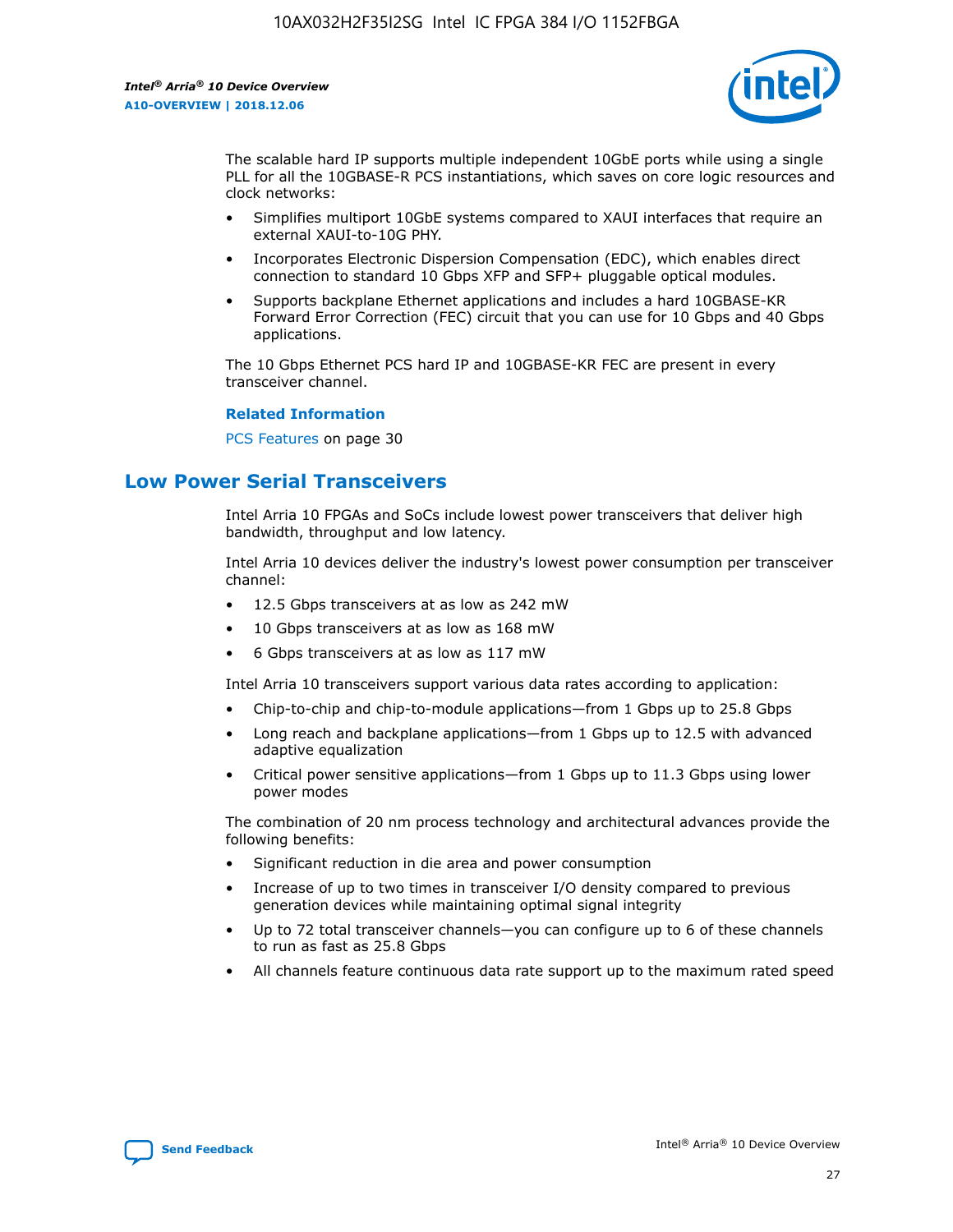The scalable hard IP supports multiple independent 10GbE ports while using a single PLL for all the 10GBASE-R PCS instantiations, which saves on core logic resources and clock networks:

- Simplifies multiport 10GbE systems compared to XAUI interfaces that require an external XAUI-to-10G PHY.
- Incorporates Electronic Dispersion Compensation (EDC), which enables direct connection to standard 10 Gbps XFP and SFP+ pluggable optical modules.
- Supports backplane Ethernet applications and includes a hard 10GBASE-KR Forward Error Correction (FEC) circuit that you can use for 10 Gbps and 40 Gbps applications.

The 10 Gbps Ethernet PCS hard IP and 10GBASE-KR FEC are present in every transceiver channel.

**Related Information**

PCS Features on page 30

## Low Power Serial Transceivers

Intel Arria 10 FPGAs and SoCs include lowest power transceivers that deliver high bandwidth, throughput and low latency.

Intel Arria 10 devices deliver the industry's lowest power consumption per transceiver channel:

- 12.5 Gbps transceivers at as low as 242 mW
- 10 Gbps transceivers at as low as 168 mW
- 6 Gbps transceivers at as low as 117 mW

Intel Arria 10 transceivers support various data rates according to application:

- Chip-to-chip and chip-to-module applications—from 1 Gbps up to 25.8 Gbps
- Long reach and backplane applications—from 1 Gbps up to 12.5 with advanced adaptive equalization
- Critical power sensitive applications—from 1 Gbps up to 11.3 Gbps using lower power modes

The combination of 20 nm process technology and architectural advances provide the following benefits:

- Significant reduction in die area and power consumption
- Increase of up to two times in transceiver I/O density compared to previous generation devices while maintaining optimal signal integrity
- Up to 72 total transceiver channels—you can configure up to 6 of these channels to run as fast as 25.8 Gbps
- All channels feature continuous data rate support up to the maximum rated speed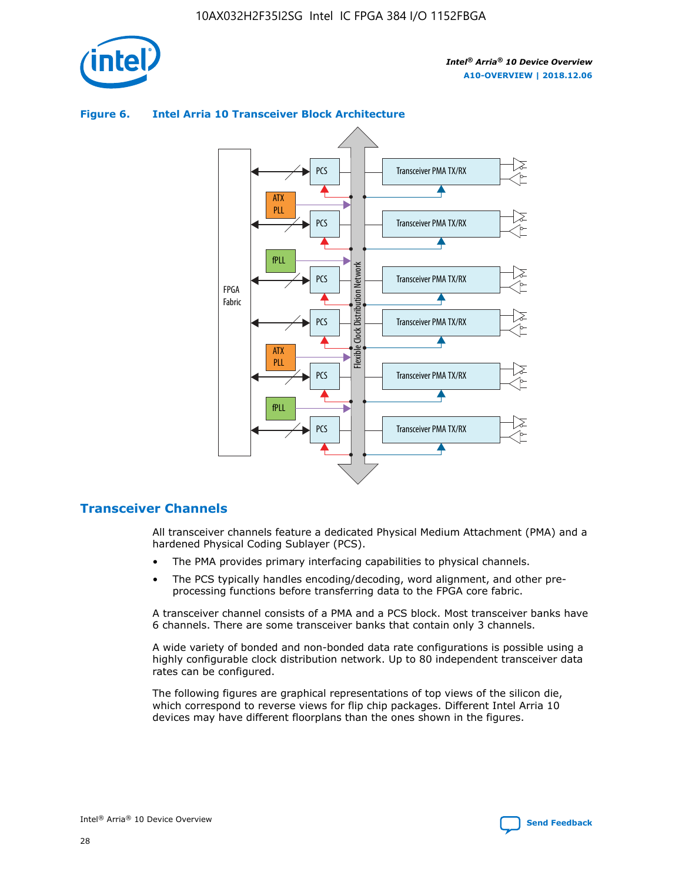**Figure 6. Intel Arria 10 Transceiver Block Architecture**

FPGA Fabric

PCS

ATX PLL

fPLL

Flexible Clock Distribution Network

Transceiver PMA TX/RX

## Transceiver Channels

All transceiver channels feature a dedicated Physical Medium Attachment (PMA) and a hardened Physical Coding Sublayer (PCS).

- The PMA provides primary interfacing capabilities to physical channels.
- The PCS typically handles encoding/decoding, word alignment, and other pre-processing functions before transferring data to the FPGA core fabric.

A transceiver channel consists of a PMA and a PCS block. Most transceiver banks have 6 channels. There are some transceiver banks that contain only 3 channels.

A wide variety of bonded and non-bonded data rate configurations is possible using a highly configurable clock distribution network. Up to 80 independent transceiver data rates can be configured.

The following figures are graphical representations of top views of the silicon die, which correspond to reverse views for flip chip packages. Different Intel Arria 10 devices may have different floorplans than the ones shown in the figures.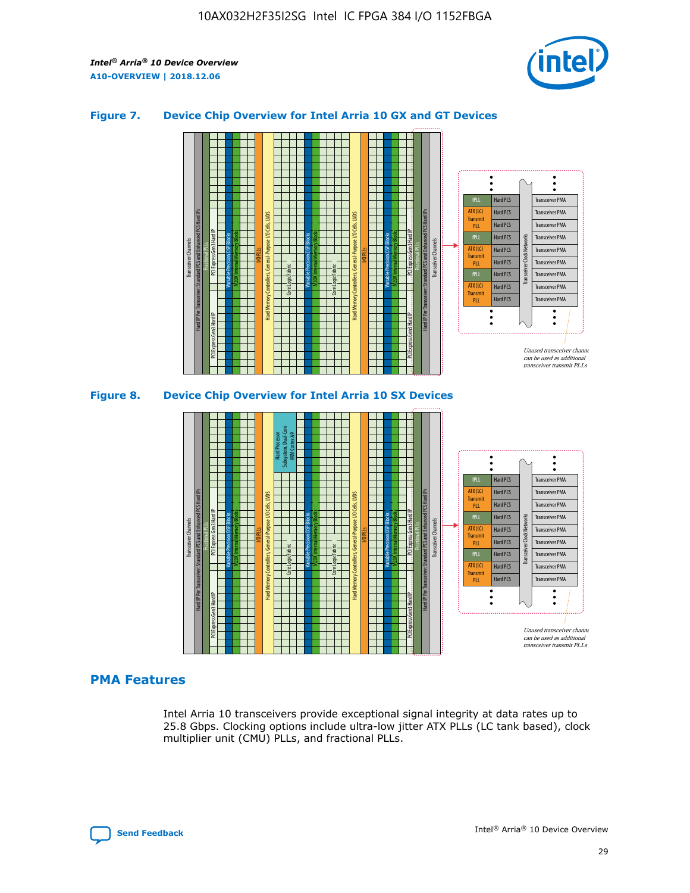### Figure 7. Device Chip Overview for Intel Arria 10 GX and GT Devices

Transceiver Channels
Hard IP Per Transceiver: Standard PCS and Enhanced PCS Hard IPs
Fractional PLLs
PCI Express Gen3 Hard IP
Variable Precision DSP Blocks
M20K Internal Memory Blocks
I/O PLLs
Hard Memory Controllers, General-Purpose I/O Cells, LVDS
Core Logic Fabric

fPLL
ATX (LC) Transmit PLL
Hard PCS
Transceiver Clock Networks
Transceiver PMA

Unused transceiver channels can be used as additional transceiver transmit PLLs

### Figure 8. Device Chip Overview for Intel Arria 10 SX Devices

Transceiver Channels
Hard IP Per Transceiver: Standard PCS and Enhanced PCS Hard IPs
Fractional PLLs
PCI Express Gen3 Hard IP
Variable Precision DSP Blocks
M20K Internal Memory Blocks
I/O PLLs
Hard Memory Controllers, General-Purpose I/O Cells, LVDS
Hard Processor Subsystem, Dual-Core ARM Cortex A9
Core Logic Fabric

fPLL
ATX (LC) Transmit PLL
Hard PCS
Transceiver Clock Networks
Transceiver PMA

Unused transceiver channels can be used as additional transceiver transmit PLLs

## PMA Features

Intel Arria 10 transceivers provide exceptional signal integrity at data rates up to 25.8 Gbps. Clocking options include ultra-low jitter ATX PLLs (LC tank based), clock multiplier unit (CMU) PLLs, and fractional PLLs.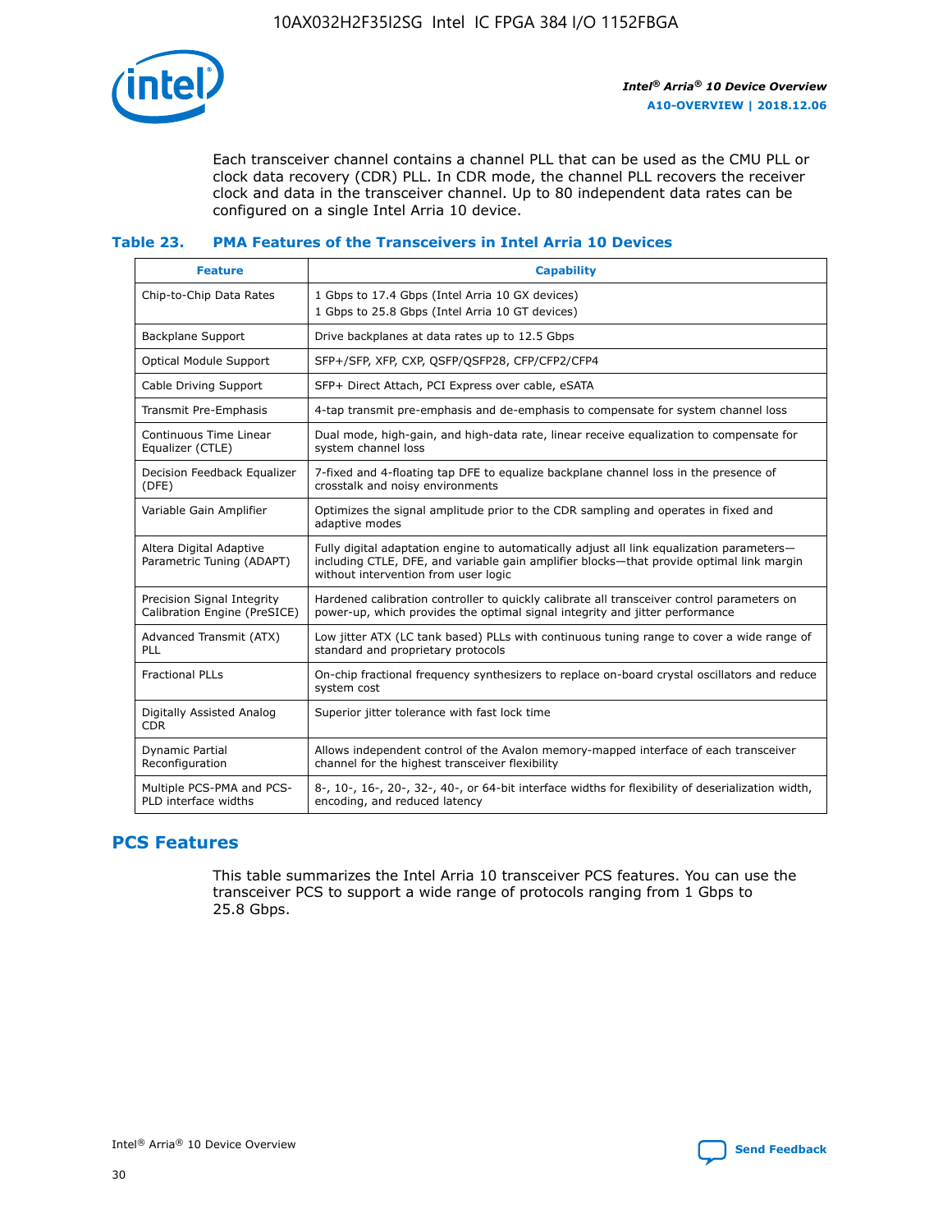Each transceiver channel contains a channel PLL that can be used as the CMU PLL or clock data recovery (CDR) PLL. In CDR mode, the channel PLL recovers the receiver clock and data in the transceiver channel. Up to 80 independent data rates can be configured on a single Intel Arria 10 device.

### Table 23. PMA Features of the Transceivers in Intel Arria 10 Devices

| Feature | Capability |
| --- | --- |
| Chip-to-Chip Data Rates | 1 Gbps to 17.4 Gbps (Intel Arria 10 GX devices)<br>1 Gbps to 25.8 Gbps (Intel Arria 10 GT devices) |
| Backplane Support | Drive backplanes at data rates up to 12.5 Gbps |
| Optical Module Support | SFP+/SFP, XFP, CXP, QSFP/QSFP28, CFP/CFP2/CFP4 |
| Cable Driving Support | SFP+ Direct Attach, PCI Express over cable, eSATA |
| Transmit Pre-Emphasis | 4-tap transmit pre-emphasis and de-emphasis to compensate for system channel loss |
| Continuous Time Linear Equalizer (CTLE) | Dual mode, high-gain, and high-data rate, linear receive equalization to compensate for system channel loss |
| Decision Feedback Equalizer (DFE) | 7-fixed and 4-floating tap DFE to equalize backplane channel loss in the presence of crosstalk and noisy environments |
| Variable Gain Amplifier | Optimizes the signal amplitude prior to the CDR sampling and operates in fixed and adaptive modes |
| Altera Digital Adaptive Parametric Tuning (ADAPT) | Fully digital adaptation engine to automatically adjust all link equalization parameters—including CTLE, DFE, and variable gain amplifier blocks—that provide optimal link margin without intervention from user logic |
| Precision Signal Integrity Calibration Engine (PreSICE) | Hardened calibration controller to quickly calibrate all transceiver control parameters on power-up, which provides the optimal signal integrity and jitter performance |
| Advanced Transmit (ATX) PLL | Low jitter ATX (LC tank based) PLLs with continuous tuning range to cover a wide range of standard and proprietary protocols |
| Fractional PLLs | On-chip fractional frequency synthesizers to replace on-board crystal oscillators and reduce system cost |
| Digitally Assisted Analog CDR | Superior jitter tolerance with fast lock time |
| Dynamic Partial Reconfiguration | Allows independent control of the Avalon memory-mapped interface of each transceiver channel for the highest transceiver flexibility |
| Multiple PCS-PMA and PCS-PLD interface widths | 8-, 10-, 16-, 20-, 32-, 40-, or 64-bit interface widths for flexibility of deserialization width, encoding, and reduced latency |

## PCS Features

This table summarizes the Intel Arria 10 transceiver PCS features. You can use the transceiver PCS to support a wide range of protocols ranging from 1 Gbps to 25.8 Gbps.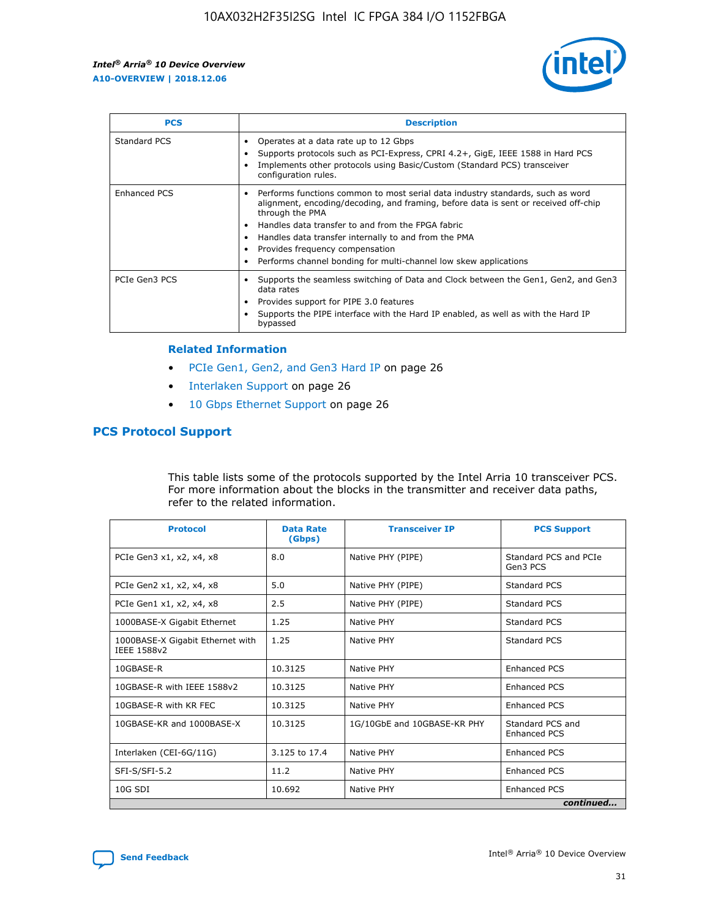| PCS | Description |
| --- | --- |
| Standard PCS | • Operates at a data rate up to 12 Gbps<br>• Supports protocols such as PCI-Express, CPRI 4.2+, GigE, IEEE 1588 in Hard PCS<br>• Implements other protocols using Basic/Custom (Standard PCS) transceiver configuration rules. |
| Enhanced PCS | • Performs functions common to most serial data industry standards, such as word alignment, encoding/decoding, and framing, before data is sent or received off-chip through the PMA<br>• Handles data transfer to and from the FPGA fabric<br>• Handles data transfer internally to and from the PMA<br>• Provides frequency compensation<br>• Performs channel bonding for multi-channel low skew applications |
| PCIe Gen3 PCS | • Supports the seamless switching of Data and Clock between the Gen1, Gen2, and Gen3 data rates<br>• Provides support for PIPE 3.0 features<br>• Supports the PIPE interface with the Hard IP enabled, as well as with the Hard IP bypassed |

### Related Information

- PCIe Gen1, Gen2, and Gen3 Hard IP on page 26
- Interlaken Support on page 26
- 10 Gbps Ethernet Support on page 26

## PCS Protocol Support

This table lists some of the protocols supported by the Intel Arria 10 transceiver PCS. For more information about the blocks in the transmitter and receiver data paths, refer to the related information.

| Protocol | Data Rate (Gbps) | Transceiver IP | PCS Support |
| --- | --- | --- | --- |
| PCIe Gen3 x1, x2, x4, x8 | 8.0 | Native PHY (PIPE) | Standard PCS and PCIe Gen3 PCS |
| PCIe Gen2 x1, x2, x4, x8 | 5.0 | Native PHY (PIPE) | Standard PCS |
| PCIe Gen1 x1, x2, x4, x8 | 2.5 | Native PHY (PIPE) | Standard PCS |
| 1000BASE-X Gigabit Ethernet | 1.25 | Native PHY | Standard PCS |
| 1000BASE-X Gigabit Ethernet with IEEE 1588v2 | 1.25 | Native PHY | Standard PCS |
| 10GBASE-R | 10.3125 | Native PHY | Enhanced PCS |
| 10GBASE-R with IEEE 1588v2 | 10.3125 | Native PHY | Enhanced PCS |
| 10GBASE-R with KR FEC | 10.3125 | Native PHY | Enhanced PCS |
| 10GBASE-KR and 1000BASE-X | 10.3125 | 1G/10GbE and 10GBASE-KR PHY | Standard PCS and Enhanced PCS |
| Interlaken (CEI-6G/11G) | 3.125 to 17.4 | Native PHY | Enhanced PCS |
| SFI-S/SFI-5.2 | 11.2 | Native PHY | Enhanced PCS |
| 10G SDI | 10.692 | Native PHY | Enhanced PCS |

*continued...*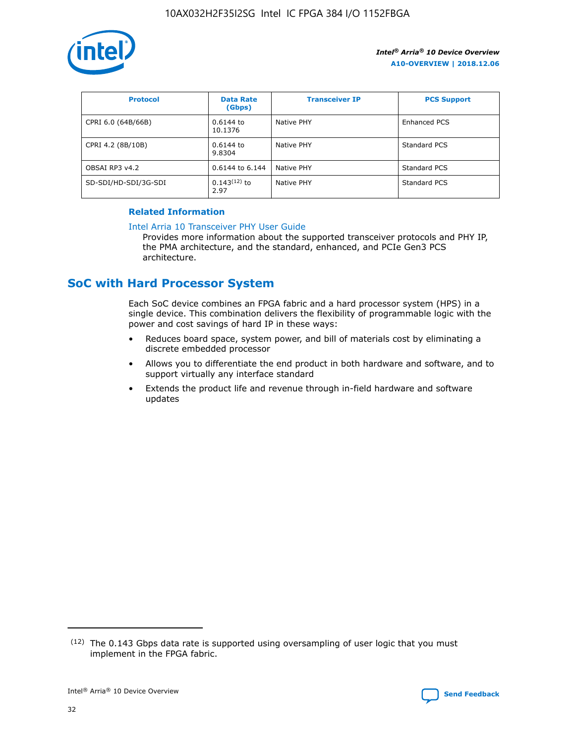| Protocol | Data Rate (Gbps) | Transceiver IP | PCS Support |
| --- | --- | --- | --- |
| CPRI 6.0 (64B/66B) | 0.6144 to 10.1376 | Native PHY | Enhanced PCS |
| CPRI 4.2 (8B/10B) | 0.6144 to 9.8304 | Native PHY | Standard PCS |
| OBSAI RP3 v4.2 | 0.6144 to 6.144 | Native PHY | Standard PCS |
| SD-SDI/HD-SDI/3G-SDI | 0.143[12] to 2.97 | Native PHY | Standard PCS |

**Related Information**

Intel Arria 10 Transceiver PHY User Guide

Provides more information about the supported transceiver protocols and PHY IP, the PMA architecture, and the standard, enhanced, and PCIe Gen3 PCS architecture.

## SoC with Hard Processor System

Each SoC device combines an FPGA fabric and a hard processor system (HPS) in a single device. This combination delivers the flexibility of programmable logic with the power and cost savings of hard IP in these ways:

- Reduces board space, system power, and bill of materials cost by eliminating a discrete embedded processor
- Allows you to differentiate the end product in both hardware and software, and to support virtually any interface standard
- Extends the product life and revenue through in-field hardware and software updates

[12] The 0.143 Gbps data rate is supported using oversampling of user logic that you must implement in the FPGA fabric.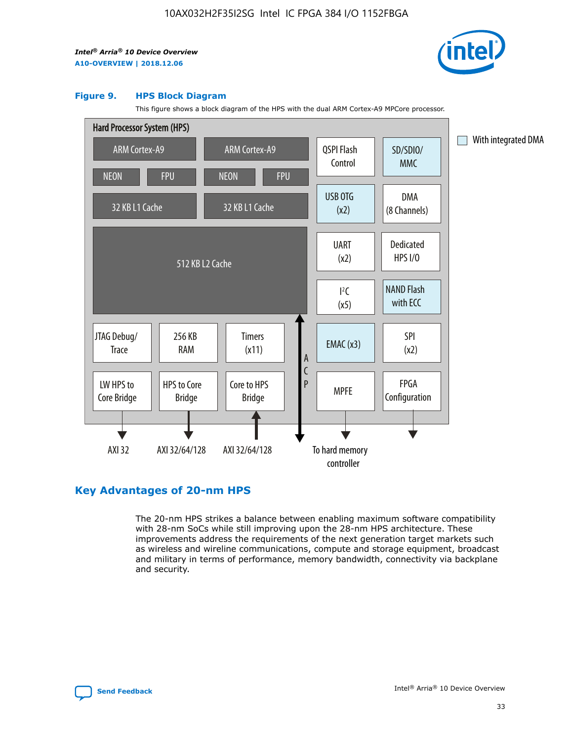### Figure 9. HPS Block Diagram

This figure shows a block diagram of the HPS with the dual ARM Cortex-A9 MPCore processor.

Hard Processor System (HPS)

ARM Cortex-A9

ARM Cortex-A9

NEON

FPU

NEON

FPU

32 KB L1 Cache

32 KB L1 Cache

512 KB L2 Cache

QSPI Flash Control

SD/SDIO/ MMC

USB OTG (x2)

DMA (8 Channels)

UART (x2)

Dedicated HPS I/O

I²C (x5)

NAND Flash with ECC

JTAG Debug/ Trace

256 KB RAM

Timers (x11)

EMAC (x3)

SPI (x2)

LW HPS to Core Bridge

HPS to Core Bridge

Core to HPS Bridge

ACP

MPFE

FPGA Configuration

AXI 32

AXI 32/64/128

AXI 32/64/128

To hard memory controller

With integrated DMA

## Key Advantages of 20-nm HPS

The 20-nm HPS strikes a balance between enabling maximum software compatibility with 28-nm SoCs while still improving upon the 28-nm HPS architecture. These improvements address the requirements of the next generation target markets such as wireless and wireline communications, compute and storage equipment, broadcast and military in terms of performance, memory bandwidth, connectivity via backplane and security.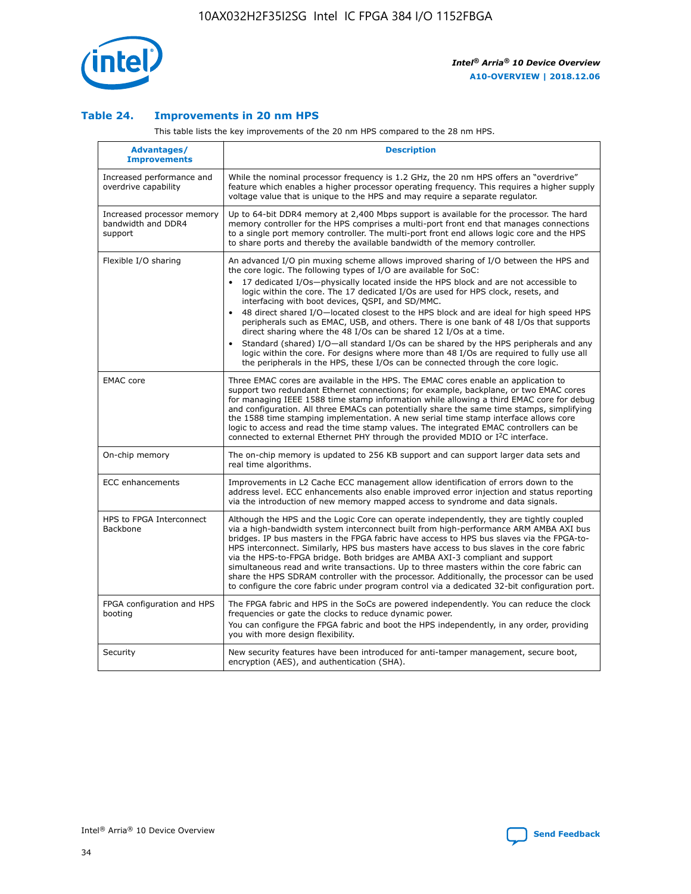## Table 24. Improvements in 20 nm HPS

This table lists the key improvements of the 20 nm HPS compared to the 28 nm HPS.

| Advantages/ Improvements | Description |
| --- | --- |
| Increased performance and overdrive capability | While the nominal processor frequency is 1.2 GHz, the 20 nm HPS offers an "overdrive" feature which enables a higher processor operating frequency. This requires a higher supply voltage value that is unique to the HPS and may require a separate regulator. |
| Increased processor memory bandwidth and DDR4 support | Up to 64-bit DDR4 memory at 2,400 Mbps support is available for the processor. The hard memory controller for the HPS comprises a multi-port front end that manages connections to a single port memory controller. The multi-port front end allows logic core and the HPS to share ports and thereby the available bandwidth of the memory controller. |
| Flexible I/O sharing | An advanced I/O pin muxing scheme allows improved sharing of I/O between the HPS and the core logic. The following types of I/O are available for SoC:<br>• 17 dedicated I/Os—physically located inside the HPS block and are not accessible to logic within the core. The 17 dedicated I/Os are used for HPS clock, resets, and interfacing with boot devices, QSPI, and SD/MMC.<br>• 48 direct shared I/O—located closest to the HPS block and are ideal for high speed HPS peripherals such as EMAC, USB, and others. There is one bank of 48 I/Os that supports direct sharing where the 48 I/Os can be shared 12 I/Os at a time.<br>• Standard (shared) I/O—all standard I/Os can be shared by the HPS peripherals and any logic within the core. For designs where more than 48 I/Os are required to fully use all the peripherals in the HPS, these I/Os can be connected through the core logic. |
| EMAC core | Three EMAC cores are available in the HPS. The EMAC cores enable an application to support two redundant Ethernet connections; for example, backplane, or two EMAC cores for managing IEEE 1588 time stamp information while allowing a third EMAC core for debug and configuration. All three EMACs can potentially share the same time stamps, simplifying the 1588 time stamping implementation. A new serial time stamp interface allows core logic to access and read the time stamp values. The integrated EMAC controllers can be connected to external Ethernet PHY through the provided MDIO or I²C interface. |
| On-chip memory | The on-chip memory is updated to 256 KB support and can support larger data sets and real time algorithms. |
| ECC enhancements | Improvements in L2 Cache ECC management allow identification of errors down to the address level. ECC enhancements also enable improved error injection and status reporting via the introduction of new memory mapped access to syndrome and data signals. |
| HPS to FPGA Interconnect Backbone | Although the HPS and the Logic Core can operate independently, they are tightly coupled via a high-bandwidth system interconnect built from high-performance ARM AMBA AXI bus bridges. IP bus masters in the FPGA fabric have access to HPS bus slaves via the FPGA-to-HPS interconnect. Similarly, HPS bus masters have access to bus slaves in the core fabric via the HPS-to-FPGA bridge. Both bridges are AMBA AXI-3 compliant and support simultaneous read and write transactions. Up to three masters within the core fabric can share the HPS SDRAM controller with the processor. Additionally, the processor can be used to configure the core fabric under program control via a dedicated 32-bit configuration port. |
| FPGA configuration and HPS booting | The FPGA fabric and HPS in the SoCs are powered independently. You can reduce the clock frequencies or gate the clocks to reduce dynamic power.<br>You can configure the FPGA fabric and boot the HPS independently, in any order, providing you with more design flexibility. |
| Security | New security features have been introduced for anti-tamper management, secure boot, encryption (AES), and authentication (SHA). |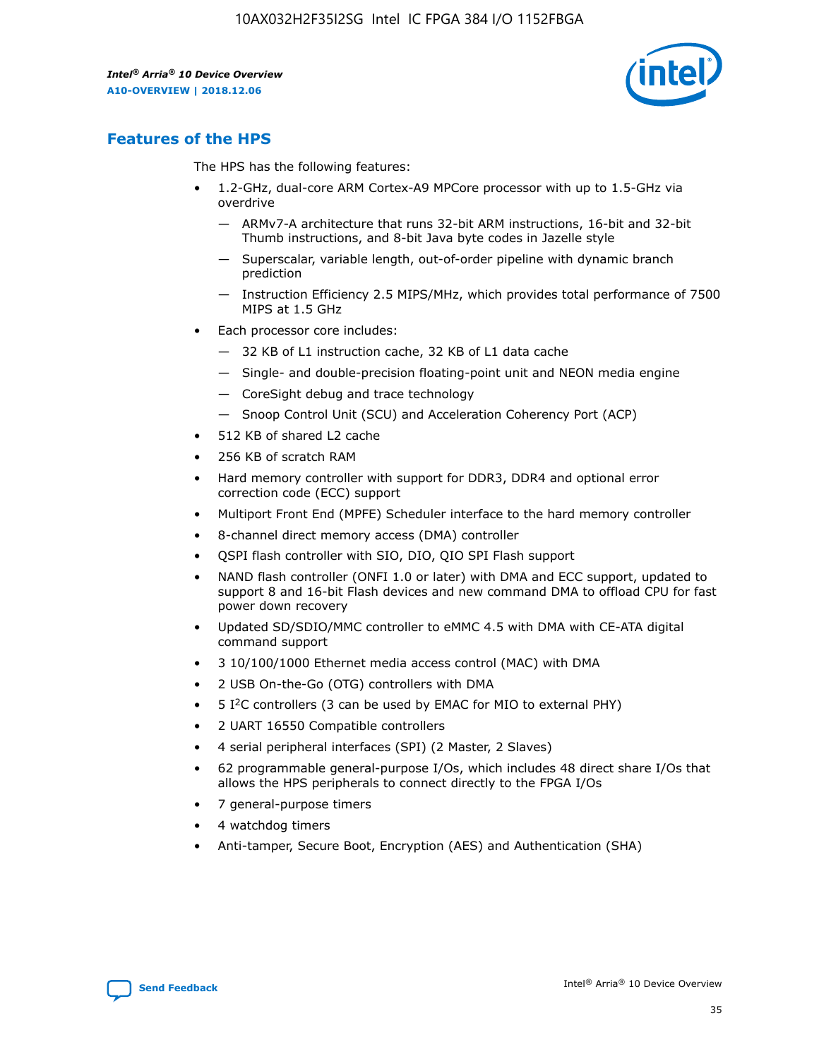## Features of the HPS

The HPS has the following features:

- 1.2-GHz, dual-core ARM Cortex-A9 MPCore processor with up to 1.5-GHz via overdrive
  - — ARMv7-A architecture that runs 32-bit ARM instructions, 16-bit and 32-bit Thumb instructions, and 8-bit Java byte codes in Jazelle style
  - — Superscalar, variable length, out-of-order pipeline with dynamic branch prediction
  - — Instruction Efficiency 2.5 MIPS/MHz, which provides total performance of 7500 MIPS at 1.5 GHz
- Each processor core includes:
  - — 32 KB of L1 instruction cache, 32 KB of L1 data cache
  - — Single- and double-precision floating-point unit and NEON media engine
  - — CoreSight debug and trace technology
  - — Snoop Control Unit (SCU) and Acceleration Coherency Port (ACP)
- 512 KB of shared L2 cache
- 256 KB of scratch RAM
- Hard memory controller with support for DDR3, DDR4 and optional error correction code (ECC) support
- Multiport Front End (MPFE) Scheduler interface to the hard memory controller
- 8-channel direct memory access (DMA) controller
- QSPI flash controller with SIO, DIO, QIO SPI Flash support
- NAND flash controller (ONFI 1.0 or later) with DMA and ECC support, updated to support 8 and 16-bit Flash devices and new command DMA to offload CPU for fast power down recovery
- Updated SD/SDIO/MMC controller to eMMC 4.5 with DMA with CE-ATA digital command support
- 3 10/100/1000 Ethernet media access control (MAC) with DMA
- 2 USB On-the-Go (OTG) controllers with DMA
- 5 I2C controllers (3 can be used by EMAC for MIO to external PHY)
- 2 UART 16550 Compatible controllers
- 4 serial peripheral interfaces (SPI) (2 Master, 2 Slaves)
- 62 programmable general-purpose I/Os, which includes 48 direct share I/Os that allows the HPS peripherals to connect directly to the FPGA I/Os
- 7 general-purpose timers
- 4 watchdog timers
- Anti-tamper, Secure Boot, Encryption (AES) and Authentication (SHA)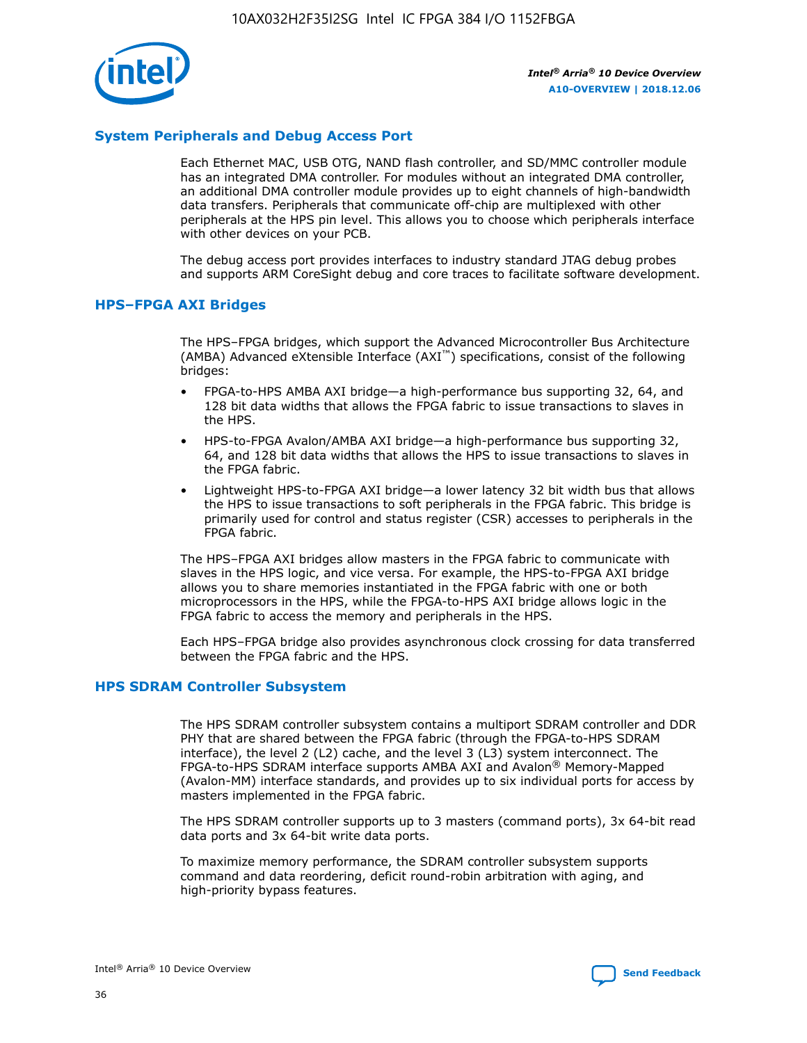## System Peripherals and Debug Access Port

Each Ethernet MAC, USB OTG, NAND flash controller, and SD/MMC controller module has an integrated DMA controller. For modules without an integrated DMA controller, an additional DMA controller module provides up to eight channels of high-bandwidth data transfers. Peripherals that communicate off-chip are multiplexed with other peripherals at the HPS pin level. This allows you to choose which peripherals interface with other devices on your PCB.

The debug access port provides interfaces to industry standard JTAG debug probes and supports ARM CoreSight debug and core traces to facilitate software development.

## HPS–FPGA AXI Bridges

The HPS–FPGA bridges, which support the Advanced Microcontroller Bus Architecture (AMBA) Advanced eXtensible Interface (AXI™) specifications, consist of the following bridges:

- FPGA-to-HPS AMBA AXI bridge—a high-performance bus supporting 32, 64, and 128 bit data widths that allows the FPGA fabric to issue transactions to slaves in the HPS.
- HPS-to-FPGA Avalon/AMBA AXI bridge—a high-performance bus supporting 32, 64, and 128 bit data widths that allows the HPS to issue transactions to slaves in the FPGA fabric.
- Lightweight HPS-to-FPGA AXI bridge—a lower latency 32 bit width bus that allows the HPS to issue transactions to soft peripherals in the FPGA fabric. This bridge is primarily used for control and status register (CSR) accesses to peripherals in the FPGA fabric.

The HPS–FPGA AXI bridges allow masters in the FPGA fabric to communicate with slaves in the HPS logic, and vice versa. For example, the HPS-to-FPGA AXI bridge allows you to share memories instantiated in the FPGA fabric with one or both microprocessors in the HPS, while the FPGA-to-HPS AXI bridge allows logic in the FPGA fabric to access the memory and peripherals in the HPS.

Each HPS–FPGA bridge also provides asynchronous clock crossing for data transferred between the FPGA fabric and the HPS.

## HPS SDRAM Controller Subsystem

The HPS SDRAM controller subsystem contains a multiport SDRAM controller and DDR PHY that are shared between the FPGA fabric (through the FPGA-to-HPS SDRAM interface), the level 2 (L2) cache, and the level 3 (L3) system interconnect. The FPGA-to-HPS SDRAM interface supports AMBA AXI and Avalon® Memory-Mapped (Avalon-MM) interface standards, and provides up to six individual ports for access by masters implemented in the FPGA fabric.

The HPS SDRAM controller supports up to 3 masters (command ports), 3x 64-bit read data ports and 3x 64-bit write data ports.

To maximize memory performance, the SDRAM controller subsystem supports command and data reordering, deficit round-robin arbitration with aging, and high-priority bypass features.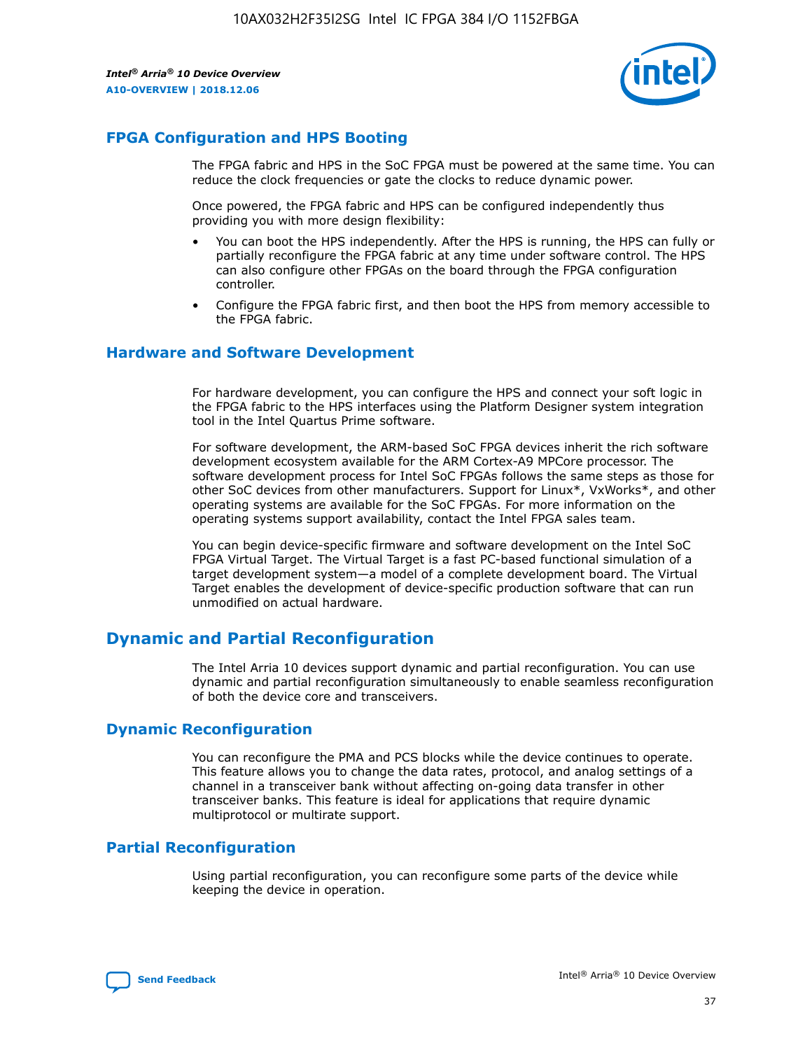## FPGA Configuration and HPS Booting

The FPGA fabric and HPS in the SoC FPGA must be powered at the same time. You can reduce the clock frequencies or gate the clocks to reduce dynamic power.

Once powered, the FPGA fabric and HPS can be configured independently thus providing you with more design flexibility:

- You can boot the HPS independently. After the HPS is running, the HPS can fully or partially reconfigure the FPGA fabric at any time under software control. The HPS can also configure other FPGAs on the board through the FPGA configuration controller.
- Configure the FPGA fabric first, and then boot the HPS from memory accessible to the FPGA fabric.

## Hardware and Software Development

For hardware development, you can configure the HPS and connect your soft logic in the FPGA fabric to the HPS interfaces using the Platform Designer system integration tool in the Intel Quartus Prime software.

For software development, the ARM-based SoC FPGA devices inherit the rich software development ecosystem available for the ARM Cortex-A9 MPCore processor. The software development process for Intel SoC FPGAs follows the same steps as those for other SoC devices from other manufacturers. Support for Linux*, VxWorks*, and other operating systems are available for the SoC FPGAs. For more information on the operating systems support availability, contact the Intel FPGA sales team.

You can begin device-specific firmware and software development on the Intel SoC FPGA Virtual Target. The Virtual Target is a fast PC-based functional simulation of a target development system—a model of a complete development board. The Virtual Target enables the development of device-specific production software that can run unmodified on actual hardware.

# Dynamic and Partial Reconfiguration

The Intel Arria 10 devices support dynamic and partial reconfiguration. You can use dynamic and partial reconfiguration simultaneously to enable seamless reconfiguration of both the device core and transceivers.

## Dynamic Reconfiguration

You can reconfigure the PMA and PCS blocks while the device continues to operate. This feature allows you to change the data rates, protocol, and analog settings of a channel in a transceiver bank without affecting on-going data transfer in other transceiver banks. This feature is ideal for applications that require dynamic multiprotocol or multirate support.

## Partial Reconfiguration

Using partial reconfiguration, you can reconfigure some parts of the device while keeping the device in operation.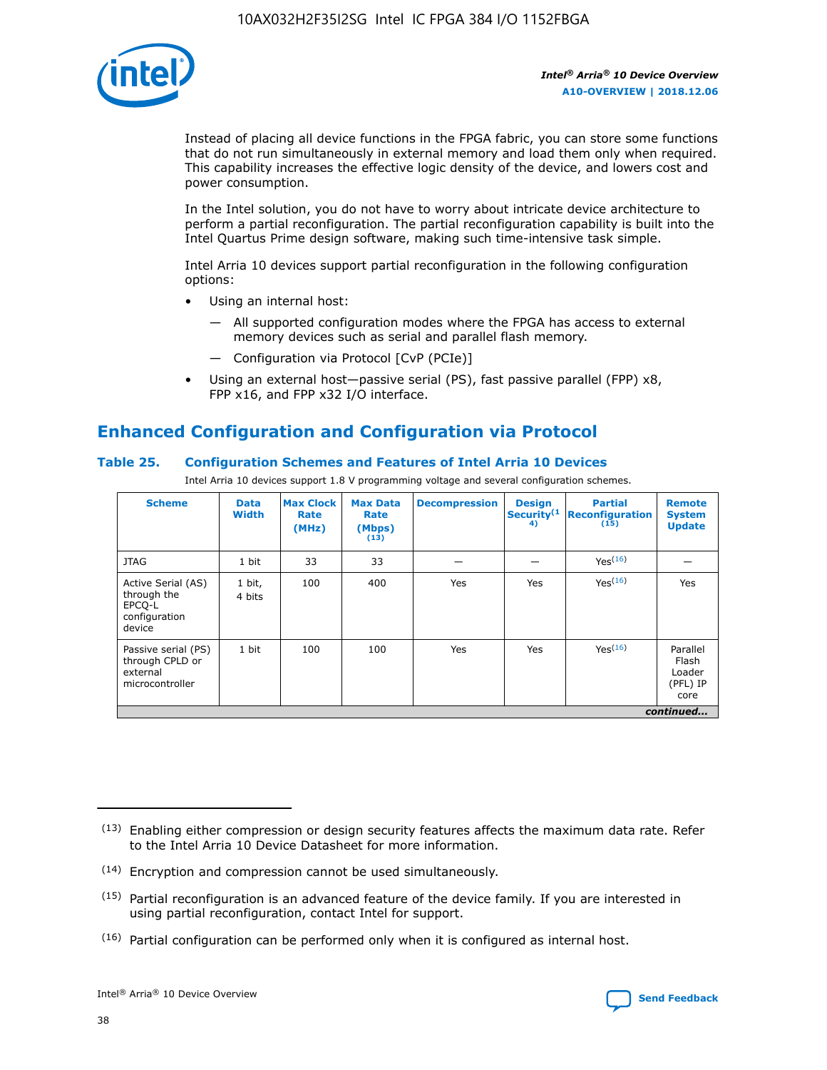Instead of placing all device functions in the FPGA fabric, you can store some functions that do not run simultaneously in external memory and load them only when required. This capability increases the effective logic density of the device, and lowers cost and power consumption.

In the Intel solution, you do not have to worry about intricate device architecture to perform a partial reconfiguration. The partial reconfiguration capability is built into the Intel Quartus Prime design software, making such time-intensive task simple.

Intel Arria 10 devices support partial reconfiguration in the following configuration options:

- Using an internal host:
  - — All supported configuration modes where the FPGA has access to external memory devices such as serial and parallel flash memory.
  - — Configuration via Protocol [CvP (PCIe)]
- Using an external host—passive serial (PS), fast passive parallel (FPP) x8, FPP x16, and FPP x32 I/O interface.

## Enhanced Configuration and Configuration via Protocol

**Table 25. Configuration Schemes and Features of Intel Arria 10 Devices**

Intel Arria 10 devices support 1.8 V programming voltage and several configuration schemes.

| Scheme | Data Width | Max Clock Rate (MHz) | Max Data Rate (Mbps) (13) | Decompression | Design Security (14) | Partial Reconfiguration (15) | Remote System Update |
|---|---|---|---|---|---|---|---|
| JTAG | 1 bit | 33 | 33 | — | — | Yes (16) | — |
| Active Serial (AS) through the EPCQ-L configuration device | 1 bit, 4 bits | 100 | 400 | Yes | Yes | Yes (16) | Yes |
| Passive serial (PS) through CPLD or external microcontroller | 1 bit | 100 | 100 | Yes | Yes | Yes (16) | Parallel Flash Loader (PFL) IP core |

*continued...*

(13) Enabling either compression or design security features affects the maximum data rate. Refer to the Intel Arria 10 Device Datasheet for more information.

(14) Encryption and compression cannot be used simultaneously.

(15) Partial reconfiguration is an advanced feature of the device family. If you are interested in using partial reconfiguration, contact Intel for support.

(16) Partial configuration can be performed only when it is configured as internal host.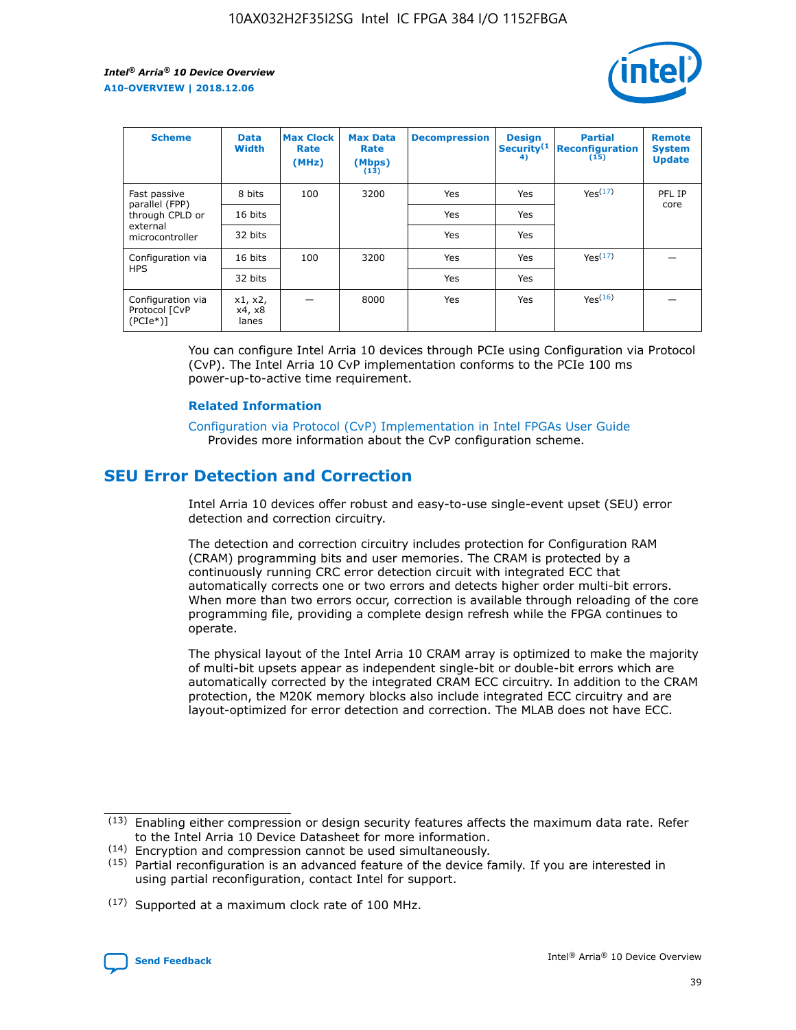| Scheme | Data Width | Max Clock Rate (MHz) | Max Data Rate (Mbps) (13) | Decompression | Design Security(14) | Partial Reconfiguration (15) | Remote System Update |
| --- | --- | --- | --- | --- | --- | --- | --- |
| Fast passive parallel (FPP) through CPLD or external microcontroller | 8 bits | 100 | 3200 | Yes | Yes | Yes(17) | PFL IP core |
| | 16 bits | | | Yes | Yes | | |
| | 32 bits | | | Yes | Yes | | |
| Configuration via HPS | 16 bits | 100 | 3200 | Yes | Yes | Yes(17) | — |
| | 32 bits | | | Yes | Yes | | |
| Configuration via Protocol [CvP (PCIe*)] | x1, x2, x4, x8 lanes | — | 8000 | Yes | Yes | Yes(16) | — |

You can configure Intel Arria 10 devices through PCIe using Configuration via Protocol (CvP). The Intel Arria 10 CvP implementation conforms to the PCIe 100 ms power-up-to-active time requirement.

### Related Information

Configuration via Protocol (CvP) Implementation in Intel FPGAs User Guide
Provides more information about the CvP configuration scheme.

## SEU Error Detection and Correction

Intel Arria 10 devices offer robust and easy-to-use single-event upset (SEU) error detection and correction circuitry.

The detection and correction circuitry includes protection for Configuration RAM (CRAM) programming bits and user memories. The CRAM is protected by a continuously running CRC error detection circuit with integrated ECC that automatically corrects one or two errors and detects higher order multi-bit errors. When more than two errors occur, correction is available through reloading of the core programming file, providing a complete design refresh while the FPGA continues to operate.

The physical layout of the Intel Arria 10 CRAM array is optimized to make the majority of multi-bit upsets appear as independent single-bit or double-bit errors which are automatically corrected by the integrated CRAM ECC circuitry. In addition to the CRAM protection, the M20K memory blocks also include integrated ECC circuitry and are layout-optimized for error detection and correction. The MLAB does not have ECC.

(13) Enabling either compression or design security features affects the maximum data rate. Refer to the Intel Arria 10 Device Datasheet for more information.

(14) Encryption and compression cannot be used simultaneously.

(15) Partial reconfiguration is an advanced feature of the device family. If you are interested in using partial reconfiguration, contact Intel for support.

(17) Supported at a maximum clock rate of 100 MHz.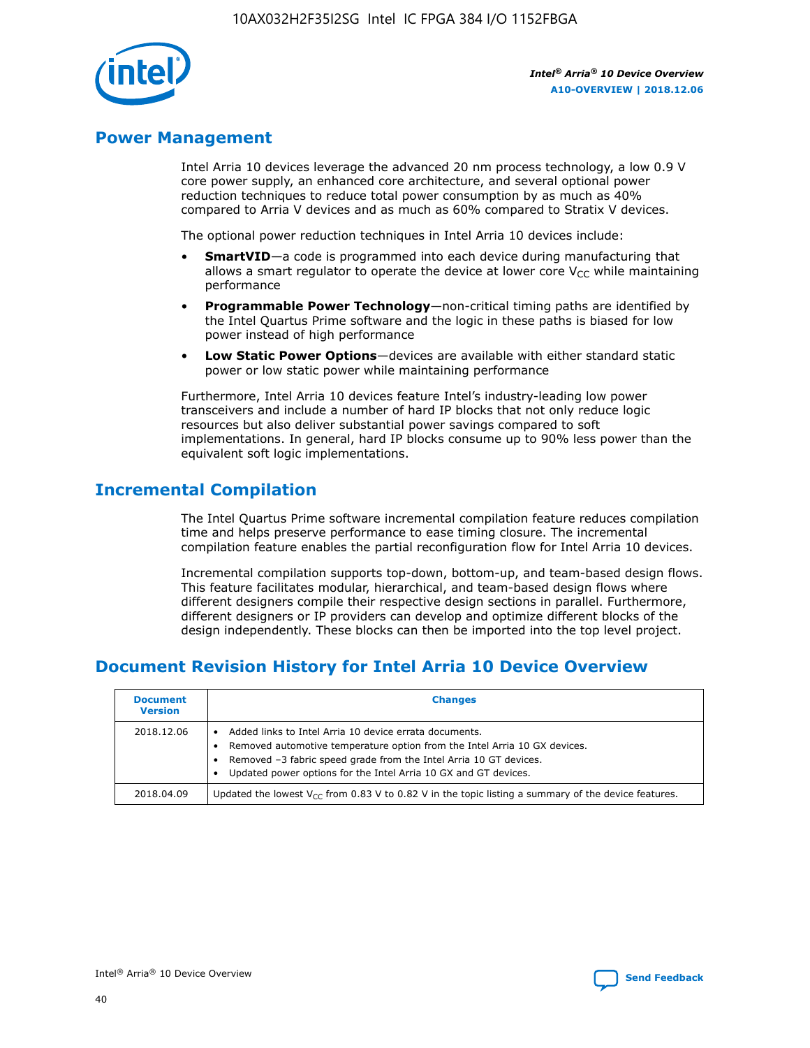## Power Management

Intel Arria 10 devices leverage the advanced 20 nm process technology, a low 0.9 V core power supply, an enhanced core architecture, and several optional power reduction techniques to reduce total power consumption by as much as 40% compared to Arria V devices and as much as 60% compared to Stratix V devices.

The optional power reduction techniques in Intel Arria 10 devices include:

- **SmartVID**—a code is programmed into each device during manufacturing that allows a smart regulator to operate the device at lower core $V_{CC}$ while maintaining performance
- **Programmable Power Technology**—non-critical timing paths are identified by the Intel Quartus Prime software and the logic in these paths is biased for low power instead of high performance
- **Low Static Power Options**—devices are available with either standard static power or low static power while maintaining performance

Furthermore, Intel Arria 10 devices feature Intel's industry-leading low power transceivers and include a number of hard IP blocks that not only reduce logic resources but also deliver substantial power savings compared to soft implementations. In general, hard IP blocks consume up to 90% less power than the equivalent soft logic implementations.

## Incremental Compilation

The Intel Quartus Prime software incremental compilation feature reduces compilation time and helps preserve performance to ease timing closure. The incremental compilation feature enables the partial reconfiguration flow for Intel Arria 10 devices.

Incremental compilation supports top-down, bottom-up, and team-based design flows. This feature facilitates modular, hierarchical, and team-based design flows where different designers compile their respective design sections in parallel. Furthermore, different designers or IP providers can develop and optimize different blocks of the design independently. These blocks can then be imported into the top level project.

## Document Revision History for Intel Arria 10 Device Overview

| Document Version | Changes |
| --- | --- |
| 2018.12.06 | • Added links to Intel Arria 10 device errata documents.<br>• Removed automotive temperature option from the Intel Arria 10 GX devices.<br>• Removed –3 fabric speed grade from the Intel Arria 10 GT devices.<br>• Updated power options for the Intel Arria 10 GX and GT devices. |
| 2018.04.09 | Updated the lowest $V_{CC}$ from 0.83 V to 0.82 V in the topic listing a summary of the device features. |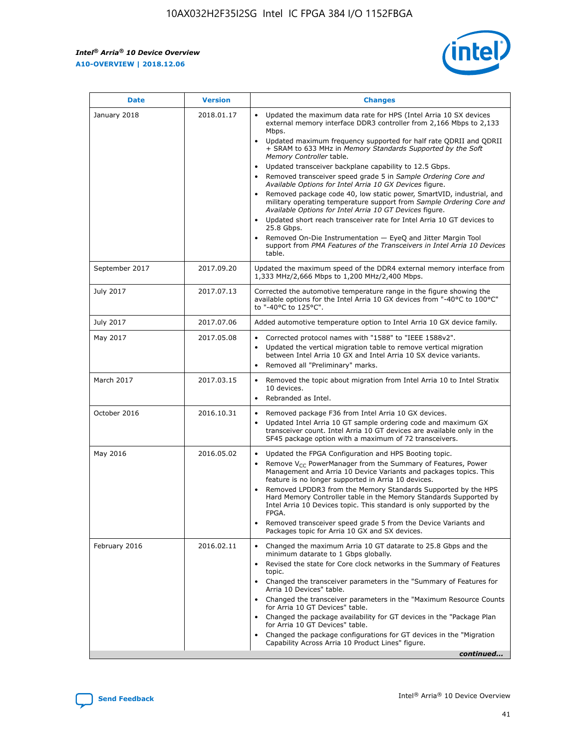| Date | Version | Changes |
| --- | --- | --- |
| January 2018 | 2018.01.17 | • Updated the maximum data rate for HPS (Intel Arria 10 SX devices external memory interface DDR3 controller from 2,166 Mbps to 2,133 Mbps.<br>• Updated maximum frequency supported for half rate QDRII and QDRII + SRAM to 633 MHz in *Memory Standards Supported by the Soft Memory Controller* table.<br>• Updated transceiver backplane capability to 12.5 Gbps.<br>• Removed transceiver speed grade 5 in *Sample Ordering Core and Available Options for Intel Arria 10 GX Devices* figure.<br>• Removed package code 40, low static power, SmartVID, industrial, and military operating temperature support from *Sample Ordering Core and Available Options for Intel Arria 10 GT Devices* figure.<br>• Updated short reach transceiver rate for Intel Arria 10 GT devices to 25.8 Gbps.<br>• Removed On-Die Instrumentation — EyeQ and Jitter Margin Tool support from *PMA Features of the Transceivers in Intel Arria 10 Devices* table. |
| September 2017 | 2017.09.20 | Updated the maximum speed of the DDR4 external memory interface from 1,333 MHz/2,666 Mbps to 1,200 MHz/2,400 Mbps. |
| July 2017 | 2017.07.13 | Corrected the automotive temperature range in the figure showing the available options for the Intel Arria 10 GX devices from "-40°C to 100°C" to "-40°C to 125°C". |
| July 2017 | 2017.07.06 | Added automotive temperature option to Intel Arria 10 GX device family. |
| May 2017 | 2017.05.08 | • Corrected protocol names with "1588" to "IEEE 1588v2".<br>• Updated the vertical migration table to remove vertical migration between Intel Arria 10 GX and Intel Arria 10 SX device variants.<br>• Removed all "Preliminary" marks. |
| March 2017 | 2017.03.15 | • Removed the topic about migration from Intel Arria 10 to Intel Stratix 10 devices.<br>• Rebranded as Intel. |
| October 2016 | 2016.10.31 | • Removed package F36 from Intel Arria 10 GX devices.<br>• Updated Intel Arria 10 GT sample ordering code and maximum GX transceiver count. Intel Arria 10 GT devices are available only in the SF45 package option with a maximum of 72 transceivers. |
| May 2016 | 2016.05.02 | • Updated the FPGA Configuration and HPS Booting topic.<br>• Remove $V_{CC}$ PowerManager from the Summary of Features, Power Management and Arria 10 Device Variants and packages topics. This feature is no longer supported in Arria 10 devices.<br>• Removed LPDDR3 from the Memory Standards Supported by the HPS Hard Memory Controller table in the Memory Standards Supported by Intel Arria 10 Devices topic. This standard is only supported by the FPGA.<br>• Removed transceiver speed grade 5 from the Device Variants and Packages topic for Arria 10 GX and SX devices. |
| February 2016 | 2016.02.11 | • Changed the maximum Arria 10 GT datarate to 25.8 Gbps and the minimum datarate to 1 Gbps globally.<br>• Revised the state for Core clock networks in the Summary of Features topic.<br>• Changed the transceiver parameters in the "Summary of Features for Arria 10 Devices" table.<br>• Changed the transceiver parameters in the "Maximum Resource Counts for Arria 10 GT Devices" table.<br>• Changed the package availability for GT devices in the "Package Plan for Arria 10 GT Devices" table.<br>• Changed the package configurations for GT devices in the "Migration Capability Across Arria 10 Product Lines" figure. |

*continued...*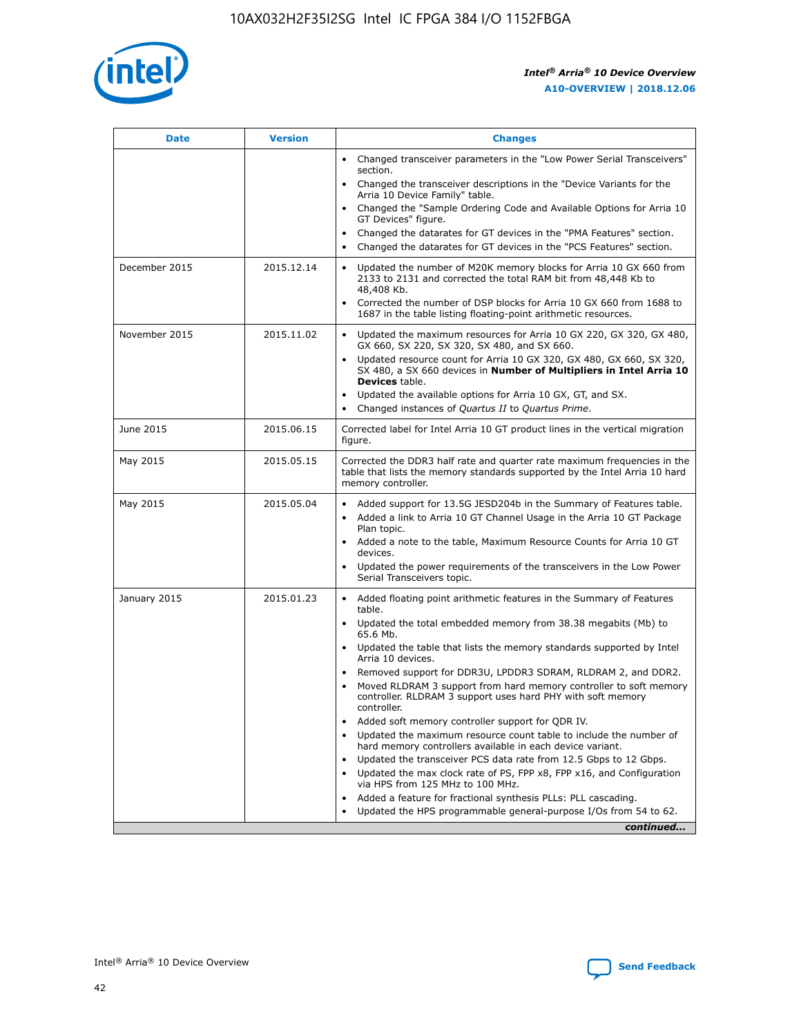| Date | Version | Changes |
| --- | --- | --- |
| | | • Changed transceiver parameters in the "Low Power Serial Transceivers" section.<br>• Changed the transceiver descriptions in the "Device Variants for the Arria 10 Device Family" table.<br>• Changed the "Sample Ordering Code and Available Options for Arria 10 GT Devices" figure.<br>• Changed the datarates for GT devices in the "PMA Features" section.<br>• Changed the datarates for GT devices in the "PCS Features" section. |
| December 2015 | 2015.12.14 | • Updated the number of M20K memory blocks for Arria 10 GX 660 from 2133 to 2131 and corrected the total RAM bit from 48,448 Kb to 48,408 Kb.<br>• Corrected the number of DSP blocks for Arria 10 GX 660 from 1688 to 1687 in the table listing floating-point arithmetic resources. |
| November 2015 | 2015.11.02 | • Updated the maximum resources for Arria 10 GX 220, GX 320, GX 480, GX 660, SX 220, SX 320, SX 480, and SX 660.<br>• Updated resource count for Arria 10 GX 320, GX 480, GX 660, SX 320, SX 480, a SX 660 devices in **Number of Multipliers in Intel Arria 10 Devices** table.<br>• Updated the available options for Arria 10 GX, GT, and SX.<br>• Changed instances of *Quartus II* to *Quartus Prime*. |
| June 2015 | 2015.06.15 | Corrected label for Intel Arria 10 GT product lines in the vertical migration figure. |
| May 2015 | 2015.05.15 | Corrected the DDR3 half rate and quarter rate maximum frequencies in the table that lists the memory standards supported by the Intel Arria 10 hard memory controller. |
| May 2015 | 2015.05.04 | • Added support for 13.5G JESD204b in the Summary of Features table.<br>• Added a link to Arria 10 GT Channel Usage in the Arria 10 GT Package Plan topic.<br>• Added a note to the table, Maximum Resource Counts for Arria 10 GT devices.<br>• Updated the power requirements of the transceivers in the Low Power Serial Transceivers topic. |
| January 2015 | 2015.01.23 | • Added floating point arithmetic features in the Summary of Features table.<br>• Updated the total embedded memory from 38.38 megabits (Mb) to 65.6 Mb.<br>• Updated the table that lists the memory standards supported by Intel Arria 10 devices.<br>• Removed support for DDR3U, LPDDR3 SDRAM, RLDRAM 2, and DDR2.<br>• Moved RLDRAM 3 support from hard memory controller to soft memory controller. RLDRAM 3 support uses hard PHY with soft memory controller.<br>• Added soft memory controller support for QDR IV.<br>• Updated the maximum resource count table to include the number of hard memory controllers available in each device variant.<br>• Updated the transceiver PCS data rate from 12.5 Gbps to 12 Gbps.<br>• Updated the max clock rate of PS, FPP x8, FPP x16, and Configuration via HPS from 125 MHz to 100 MHz.<br>• Added a feature for fractional synthesis PLLs: PLL cascading.<br>• Updated the HPS programmable general-purpose I/Os from 54 to 62. |

*continued...*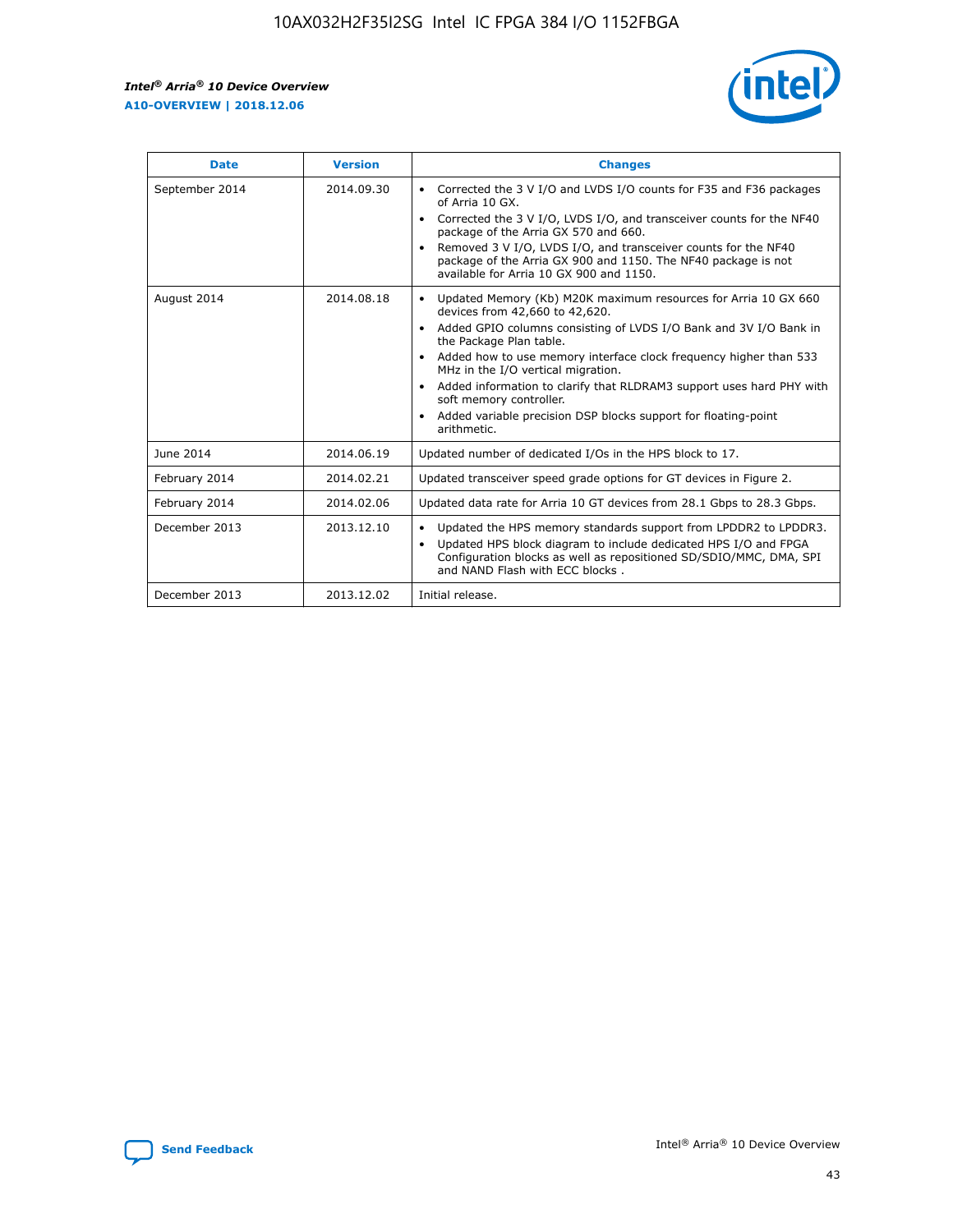| Date | Version | Changes |
| --- | --- | --- |
| September 2014 | 2014.09.30 | • Corrected the 3 V I/O and LVDS I/O counts for F35 and F36 packages of Arria 10 GX.<br>• Corrected the 3 V I/O, LVDS I/O, and transceiver counts for the NF40 package of the Arria GX 570 and 660.<br>• Removed 3 V I/O, LVDS I/O, and transceiver counts for the NF40 package of the Arria GX 900 and 1150. The NF40 package is not available for Arria 10 GX 900 and 1150. |
| August 2014 | 2014.08.18 | • Updated Memory (Kb) M20K maximum resources for Arria 10 GX 660 devices from 42,660 to 42,620.<br>• Added GPIO columns consisting of LVDS I/O Bank and 3V I/O Bank in the Package Plan table.<br>• Added how to use memory interface clock frequency higher than 533 MHz in the I/O vertical migration.<br>• Added information to clarify that RLDRAM3 support uses hard PHY with soft memory controller.<br>• Added variable precision DSP blocks support for floating-point arithmetic. |
| June 2014 | 2014.06.19 | Updated number of dedicated I/Os in the HPS block to 17. |
| February 2014 | 2014.02.21 | Updated transceiver speed grade options for GT devices in Figure 2. |
| February 2014 | 2014.02.06 | Updated data rate for Arria 10 GT devices from 28.1 Gbps to 28.3 Gbps. |
| December 2013 | 2013.12.10 | • Updated the HPS memory standards support from LPDDR2 to LPDDR3.<br>• Updated HPS block diagram to include dedicated HPS I/O and FPGA Configuration blocks as well as repositioned SD/SDIO/MMC, DMA, SPI and NAND Flash with ECC blocks . |
| December 2013 | 2013.12.02 | Initial release. |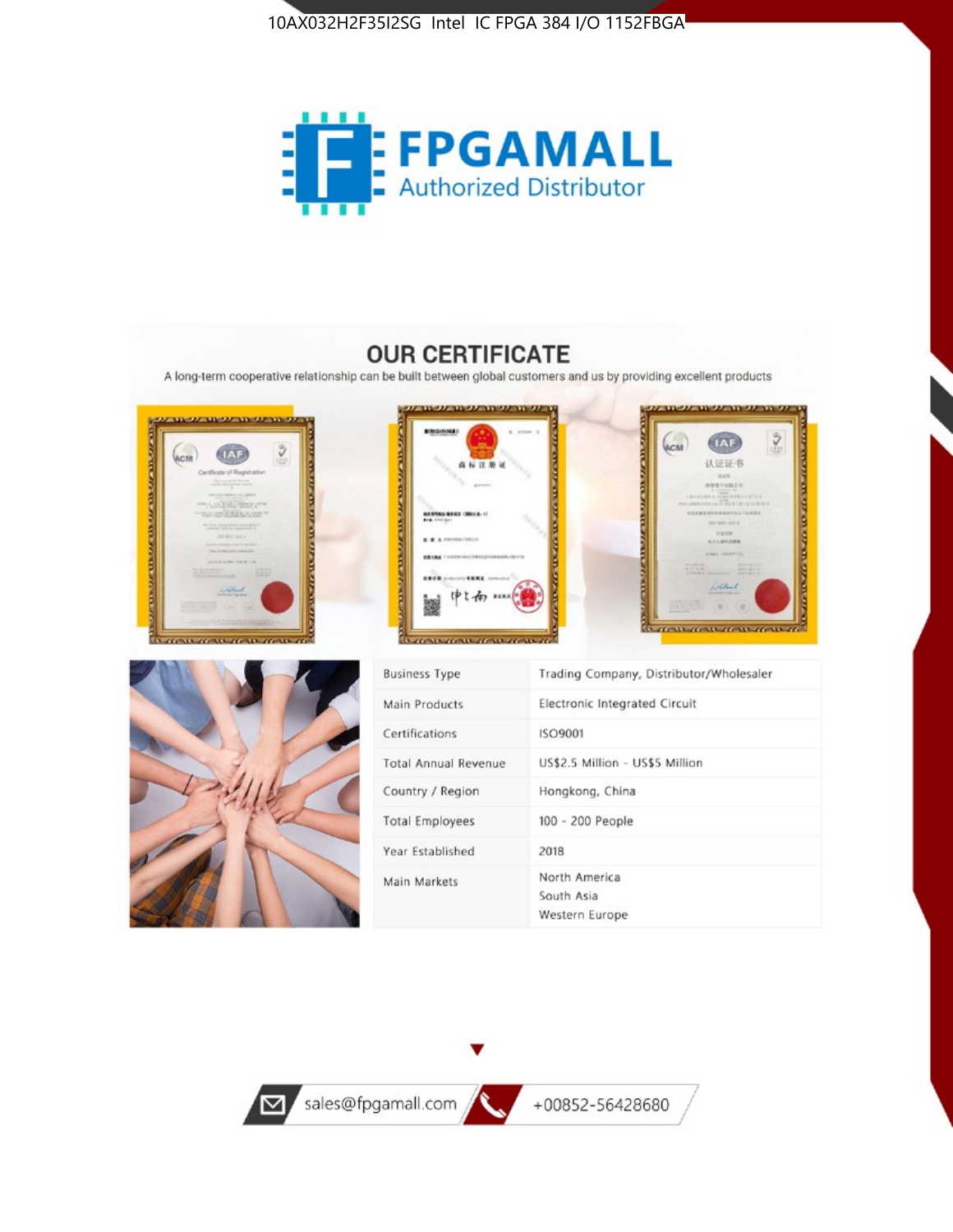FPGAMALL
Authorized Distributor

## OUR CERTIFICATE

A long-term cooperative relationship can be built between global customers and us by providing excellent products

| | |
|---|---|
| Business Type | Trading Company, Distributor/Wholesaler |
| Main Products | Electronic Integrated Circuit |
| Certifications | ISO9001 |
| Total Annual Revenue | US$2.5 Million - US$5 Million |
| Country / Region | Hongkong, China |
| Total Employees | 100 - 200 People |
| Year Established | 2018 |
| Main Markets | North America<br>South Asia<br>Western Europe |

sales@fpgamall.com +00852-56428680